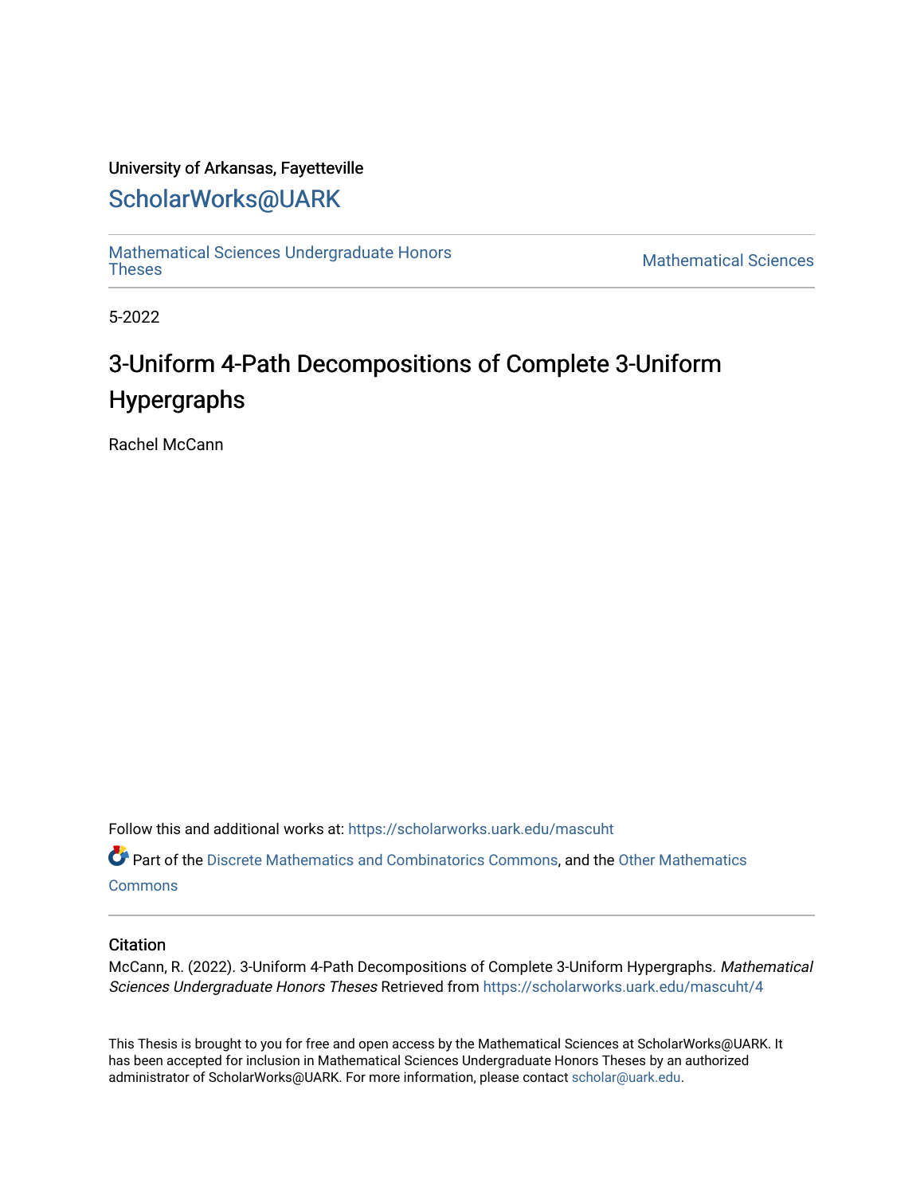University of Arkansas, Fayetteville

# ScholarWorks@UARK

Mathematical Sciences Undergraduate Honors Theses

Mathematical Sciences

5-2022

# 3-Uniform 4-Path Decompositions of Complete 3-Uniform Hypergraphs

Rachel McCann

Follow this and additional works at: https://scholarworks.uark.edu/mascuht

Part of the Discrete Mathematics and Combinatorics Commons, and the Other Mathematics Commons

## Citation

McCann, R. (2022). 3-Uniform 4-Path Decompositions of Complete 3-Uniform Hypergraphs. *Mathematical Sciences Undergraduate Honors Theses* Retrieved from https://scholarworks.uark.edu/mascuht/4

This Thesis is brought to you for free and open access by the Mathematical Sciences at ScholarWorks@UARK. It has been accepted for inclusion in Mathematical Sciences Undergraduate Honors Theses by an authorized administrator of ScholarWorks@UARK. For more information, please contact scholar@uark.edu.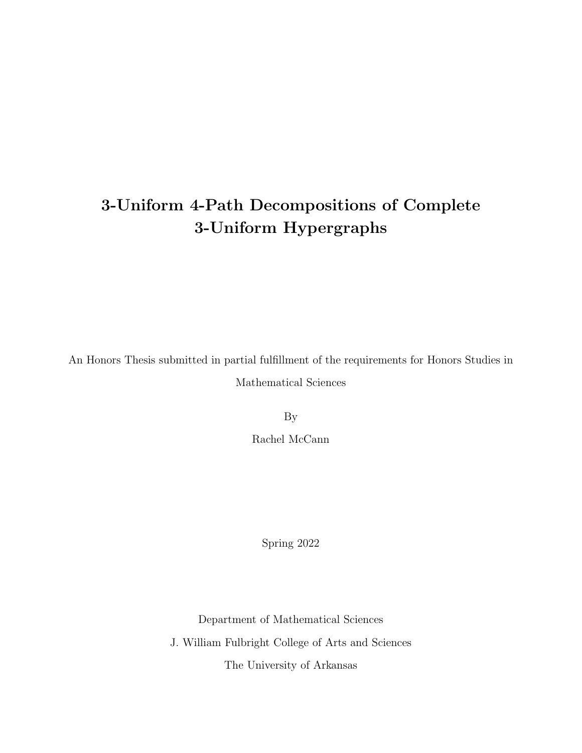# 3-Uniform 4-Path Decompositions of Complete 3-Uniform Hypergraphs

An Honors Thesis submitted in partial fulfillment of the requirements for Honors Studies in Mathematical Sciences

By

Rachel McCann

Spring 2022

Department of Mathematical Sciences

J. William Fulbright College of Arts and Sciences

The University of Arkansas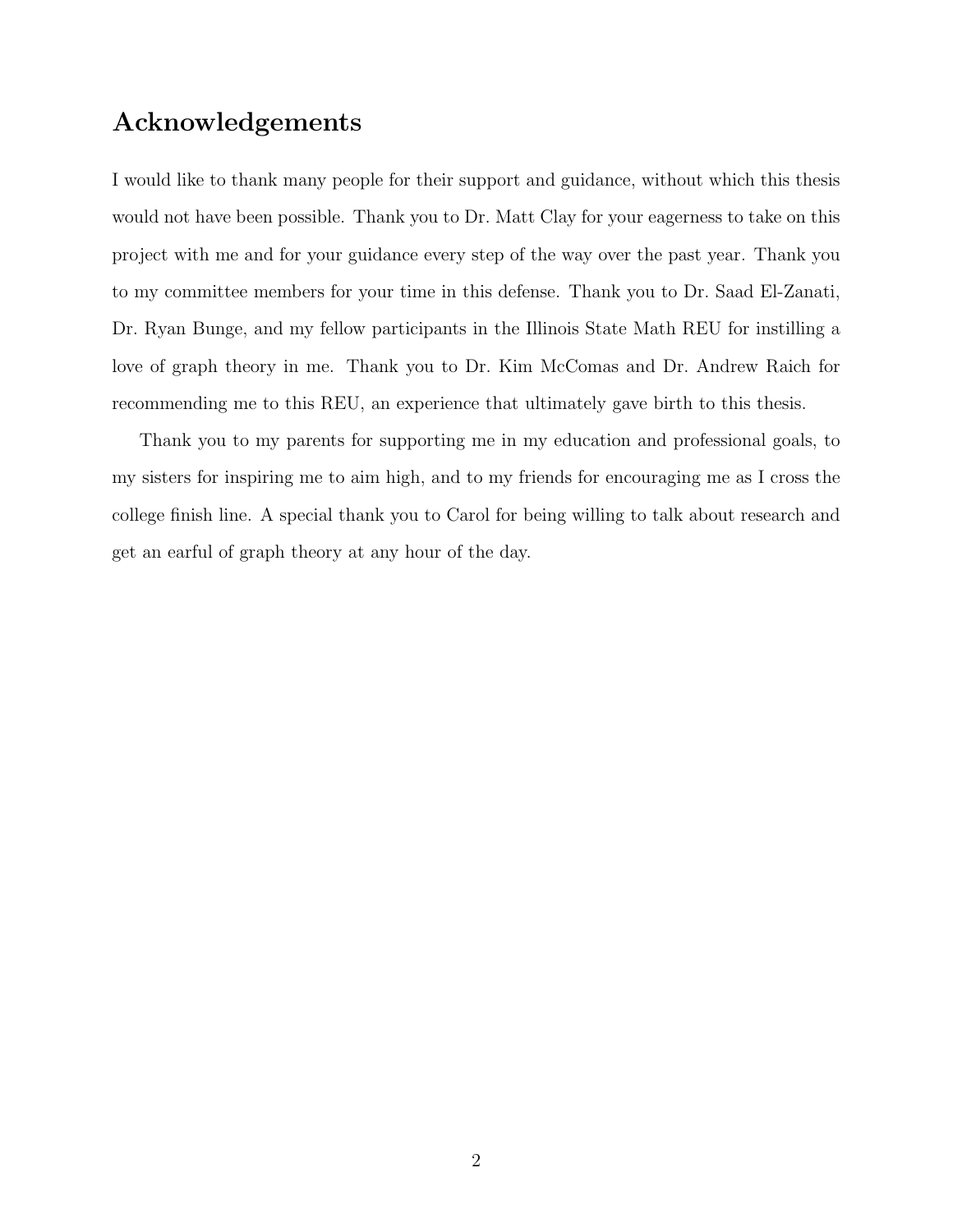## Acknowledgements

I would like to thank many people for their support and guidance, without which this thesis would not have been possible. Thank you to Dr. Matt Clay for your eagerness to take on this project with me and for your guidance every step of the way over the past year. Thank you to my committee members for your time in this defense. Thank you to Dr. Saad El-Zanati, Dr. Ryan Bunge, and my fellow participants in the Illinois State Math REU for instilling a love of graph theory in me. Thank you to Dr. Kim McComas and Dr. Andrew Raich for recommending me to this REU, an experience that ultimately gave birth to this thesis.

Thank you to my parents for supporting me in my education and professional goals, to my sisters for inspiring me to aim high, and to my friends for encouraging me as I cross the college finish line. A special thank you to Carol for being willing to talk about research and get an earful of graph theory at any hour of the day.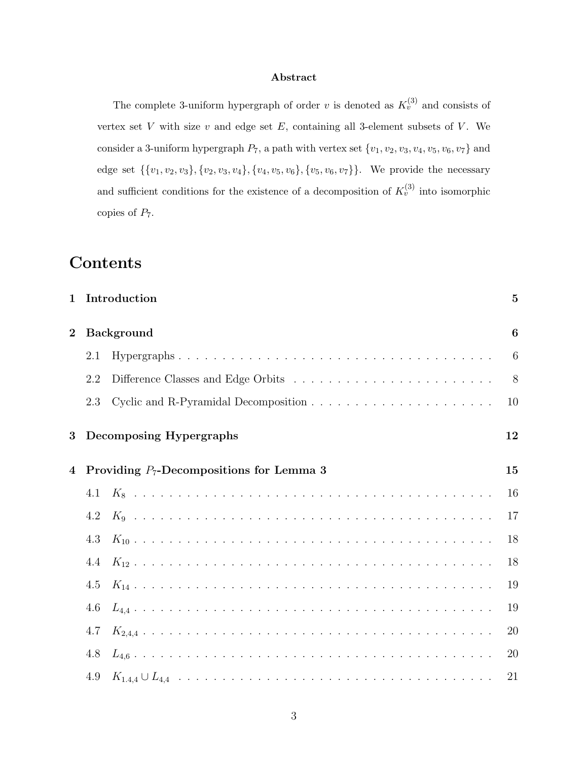**Abstract**

The complete 3-uniform hypergraph of order $v$ is denoted as $K_v^{(3)}$ and consists of vertex set $V$ with size $v$ and edge set $E$, containing all 3-element subsets of $V$. We consider a 3-uniform hypergraph $P_7$, a path with vertex set $\{v_1, v_2, v_3, v_4, v_5, v_6, v_7\}$ and edge set $\{\{v_1, v_2, v_3\}, \{v_2, v_3, v_4\}, \{v_4, v_5, v_6\}, \{v_5, v_6, v_7\}\}$. We provide the necessary and sufficient conditions for the existence of a decomposition of $K_v^{(3)}$ into isomorphic copies of $P_7$.

# Contents

1 Introduction . . . 5

2 Background . . . 6

- 2.1 Hypergraphs . . . 6
- 2.2 Difference Classes and Edge Orbits . . . 8
- 2.3 Cyclic and R-Pyramidal Decomposition . . . 10

3 Decomposing Hypergraphs . . . 12

4 Providing $P_7$-Decompositions for Lemma 3 . . . 15

- 4.1 $K_8$ . . . 16
- 4.2 $K_9$ . . . 17
- 4.3 $K_{10}$ . . . 18
- 4.4 $K_{12}$ . . . 18
- 4.5 $K_{14}$ . . . 19
- 4.6 $L_{4,4}$ . . . 19
- 4.7 $K_{2,4,4}$ . . . 20
- 4.8 $L_{4,6}$ . . . 20
- 4.9 $K_{1,4,4} \cup L_{4,4}$ . . . 21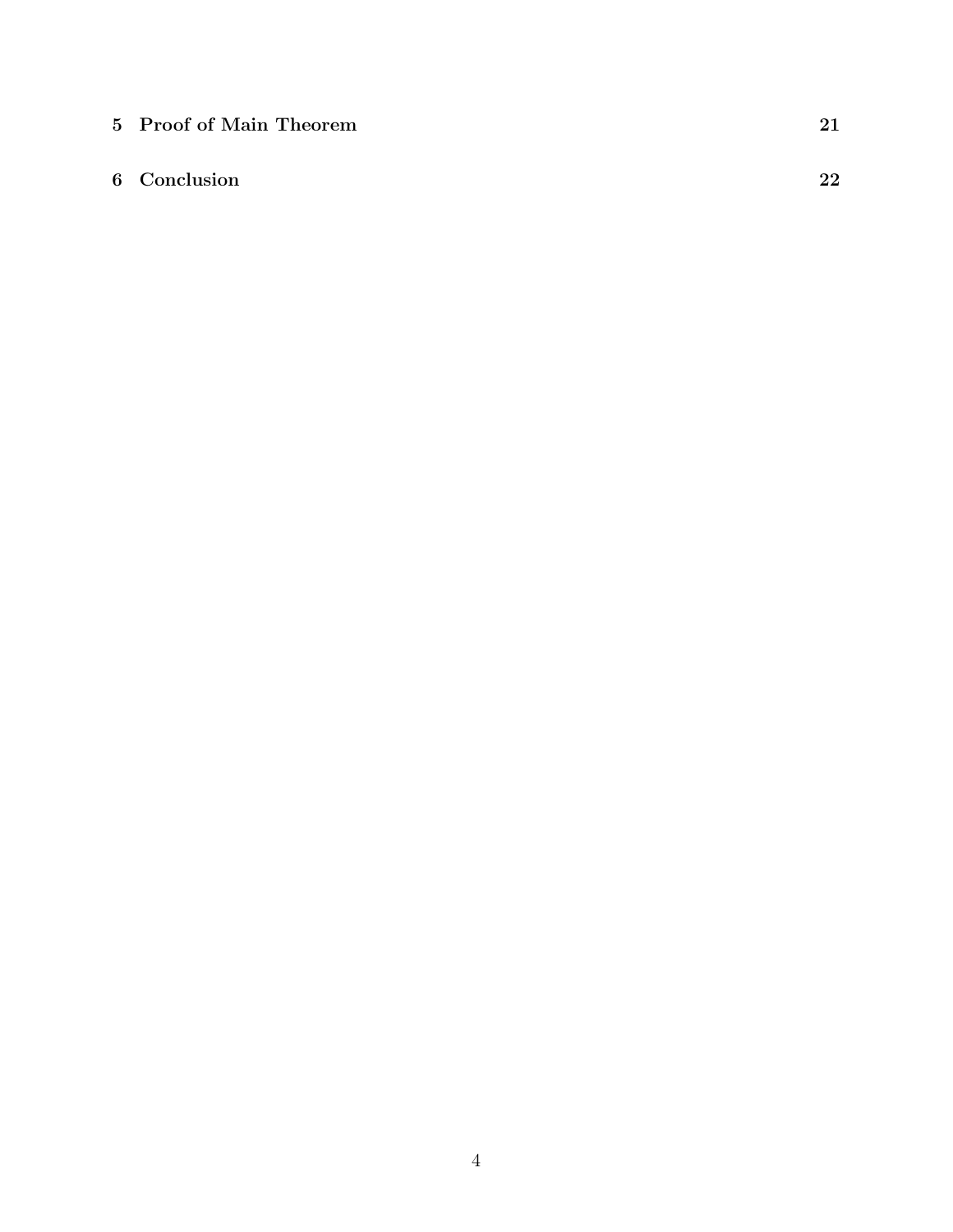**5 Proof of Main Theorem** **21**

**6 Conclusion** **22**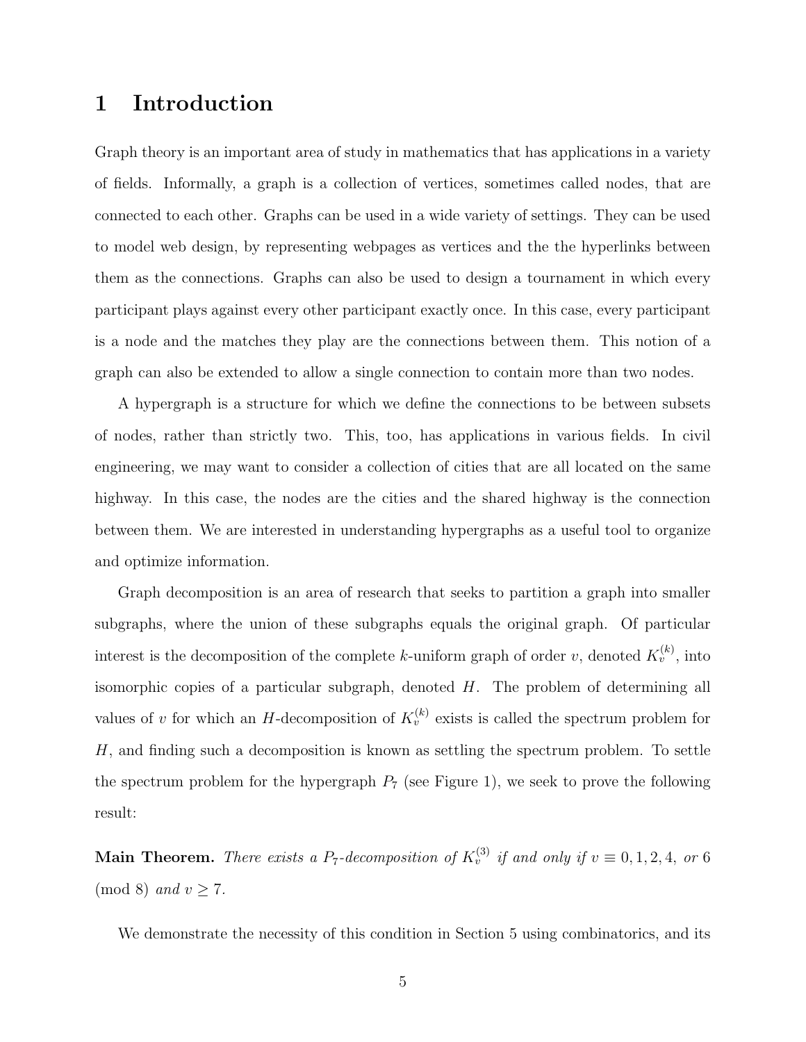# 1 Introduction

Graph theory is an important area of study in mathematics that has applications in a variety of fields. Informally, a graph is a collection of vertices, sometimes called nodes, that are connected to each other. Graphs can be used in a wide variety of settings. They can be used to model web design, by representing webpages as vertices and the the hyperlinks between them as the connections. Graphs can also be used to design a tournament in which every participant plays against every other participant exactly once. In this case, every participant is a node and the matches they play are the connections between them. This notion of a graph can also be extended to allow a single connection to contain more than two nodes.

A hypergraph is a structure for which we define the connections to be between subsets of nodes, rather than strictly two. This, too, has applications in various fields. In civil engineering, we may want to consider a collection of cities that are all located on the same highway. In this case, the nodes are the cities and the shared highway is the connection between them. We are interested in understanding hypergraphs as a useful tool to organize and optimize information.

Graph decomposition is an area of research that seeks to partition a graph into smaller subgraphs, where the union of these subgraphs equals the original graph. Of particular interest is the decomposition of the complete $k$-uniform graph of order $v$, denoted $K_v^{(k)}$, into isomorphic copies of a particular subgraph, denoted $H$. The problem of determining all values of $v$ for which an $H$-decomposition of $K_v^{(k)}$ exists is called the spectrum problem for $H$, and finding such a decomposition is known as settling the spectrum problem. To settle the spectrum problem for the hypergraph $P_7$ (see Figure 1), we seek to prove the following result:

**Main Theorem.** *There exists a $P_7$-decomposition of $K_v^{(3)}$ if and only if $v \equiv 0, 1, 2, 4,$ or $6 \pmod{8}$ and $v \geq 7$.*

We demonstrate the necessity of this condition in Section 5 using combinatorics, and its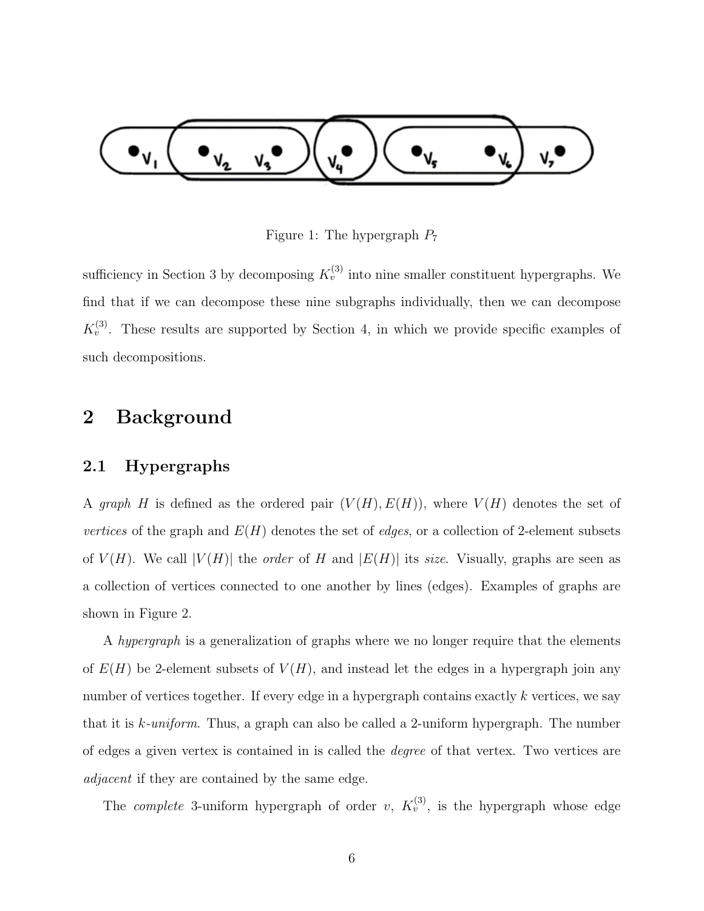Figure 1: The hypergraph $P_7$

sufficiency in Section 3 by decomposing $K_v^{(3)}$ into nine smaller constituent hypergraphs. We find that if we can decompose these nine subgraphs individually, then we can decompose $K_v^{(3)}$. These results are supported by Section 4, in which we provide specific examples of such decompositions.

## 2 Background

### 2.1 Hypergraphs

A *graph* $H$ is defined as the ordered pair $(V(H), E(H))$, where $V(H)$ denotes the set of *vertices* of the graph and $E(H)$ denotes the set of *edges*, or a collection of 2-element subsets of $V(H)$. We call $|V(H)|$ the *order* of $H$ and $|E(H)|$ its *size*. Visually, graphs are seen as a collection of vertices connected to one another by lines (edges). Examples of graphs are shown in Figure 2.

A *hypergraph* is a generalization of graphs where we no longer require that the elements of $E(H)$ be 2-element subsets of $V(H)$, and instead let the edges in a hypergraph join any number of vertices together. If every edge in a hypergraph contains exactly $k$ vertices, we say that it is *$k$-uniform*. Thus, a graph can also be called a 2-uniform hypergraph. The number of edges a given vertex is contained in is called the *degree* of that vertex. Two vertices are *adjacent* if they are contained by the same edge.

The *complete* 3-uniform hypergraph of order $v$, $K_v^{(3)}$, is the hypergraph whose edge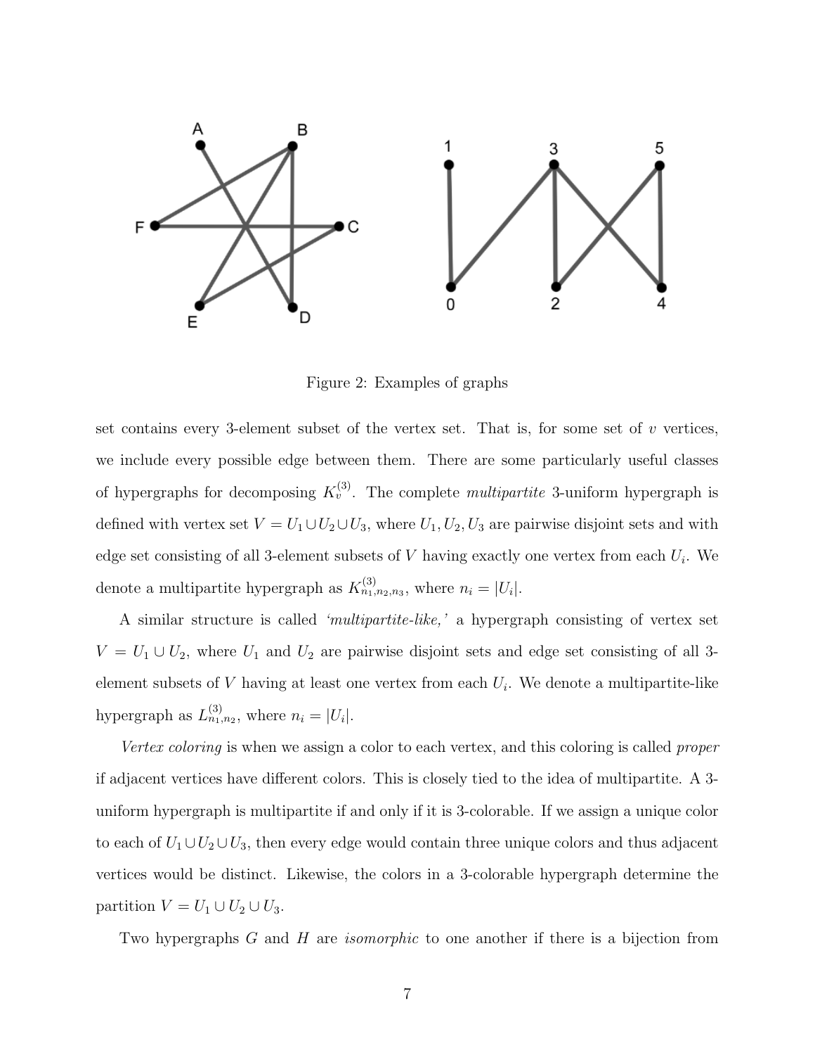Figure 2: Examples of graphs

set contains every 3-element subset of the vertex set. That is, for some set of $v$ vertices, we include every possible edge between them. There are some particularly useful classes of hypergraphs for decomposing $K_v^{(3)}$. The complete *multipartite* 3-uniform hypergraph is defined with vertex set $V = U_1 \cup U_2 \cup U_3$, where $U_1, U_2, U_3$ are pairwise disjoint sets and with edge set consisting of all 3-element subsets of $V$ having exactly one vertex from each $U_i$. We denote a multipartite hypergraph as $K_{n_1,n_2,n_3}^{(3)}$, where $n_i = |U_i|$.

A similar structure is called *'multipartite-like,'* a hypergraph consisting of vertex set $V = U_1 \cup U_2$, where $U_1$ and $U_2$ are pairwise disjoint sets and edge set consisting of all 3-element subsets of $V$ having at least one vertex from each $U_i$. We denote a multipartite-like hypergraph as $L_{n_1,n_2}^{(3)}$, where $n_i = |U_i|$.

*Vertex coloring* is when we assign a color to each vertex, and this coloring is called *proper* if adjacent vertices have different colors. This is closely tied to the idea of multipartite. A 3-uniform hypergraph is multipartite if and only if it is 3-colorable. If we assign a unique color to each of $U_1 \cup U_2 \cup U_3$, then every edge would contain three unique colors and thus adjacent vertices would be distinct. Likewise, the colors in a 3-colorable hypergraph determine the partition $V = U_1 \cup U_2 \cup U_3$.

Two hypergraphs $G$ and $H$ are *isomorphic* to one another if there is a bijection from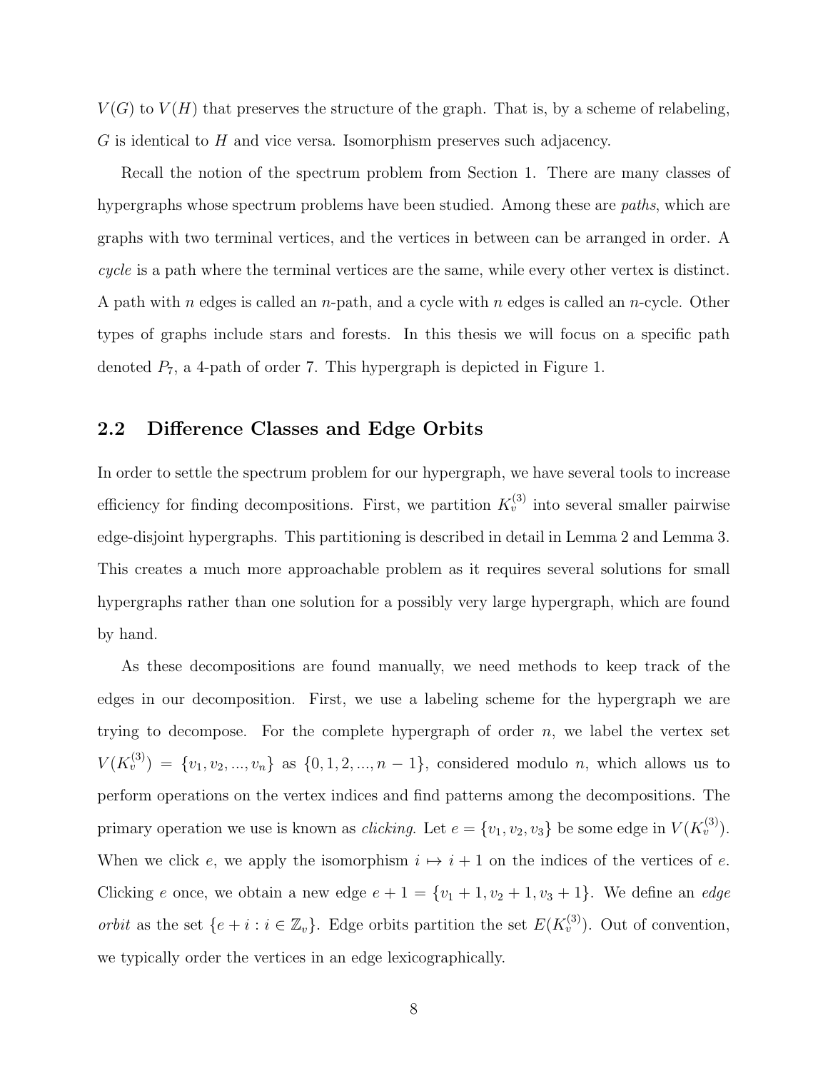$V(G)$ to $V(H)$ that preserves the structure of the graph. That is, by a scheme of relabeling, $G$ is identical to $H$ and vice versa. Isomorphism preserves such adjacency.

Recall the notion of the spectrum problem from Section 1. There are many classes of hypergraphs whose spectrum problems have been studied. Among these are *paths*, which are graphs with two terminal vertices, and the vertices in between can be arranged in order. A *cycle* is a path where the terminal vertices are the same, while every other vertex is distinct. A path with $n$ edges is called an $n$-path, and a cycle with $n$ edges is called an $n$-cycle. Other types of graphs include stars and forests. In this thesis we will focus on a specific path denoted $P_7$, a 4-path of order 7. This hypergraph is depicted in Figure 1.

## 2.2 Difference Classes and Edge Orbits

In order to settle the spectrum problem for our hypergraph, we have several tools to increase efficiency for finding decompositions. First, we partition $K_v^{(3)}$ into several smaller pairwise edge-disjoint hypergraphs. This partitioning is described in detail in Lemma 2 and Lemma 3. This creates a much more approachable problem as it requires several solutions for small hypergraphs rather than one solution for a possibly very large hypergraph, which are found by hand.

As these decompositions are found manually, we need methods to keep track of the edges in our decomposition. First, we use a labeling scheme for the hypergraph we are trying to decompose. For the complete hypergraph of order $n$, we label the vertex set $V(K_v^{(3)}) = \{v_1, v_2, ..., v_n\}$ as $\{0, 1, 2, ..., n-1\}$, considered modulo $n$, which allows us to perform operations on the vertex indices and find patterns among the decompositions. The primary operation we use is known as *clicking*. Let $e = \{v_1, v_2, v_3\}$ be some edge in $V(K_v^{(3)})$. When we click $e$, we apply the isomorphism $i \mapsto i + 1$ on the indices of the vertices of $e$. Clicking $e$ once, we obtain a new edge $e + 1 = \{v_1 + 1, v_2 + 1, v_3 + 1\}$. We define an *edge orbit* as the set $\{e + i : i \in \mathbb{Z}_v\}$. Edge orbits partition the set $E(K_v^{(3)})$. Out of convention, we typically order the vertices in an edge lexicographically.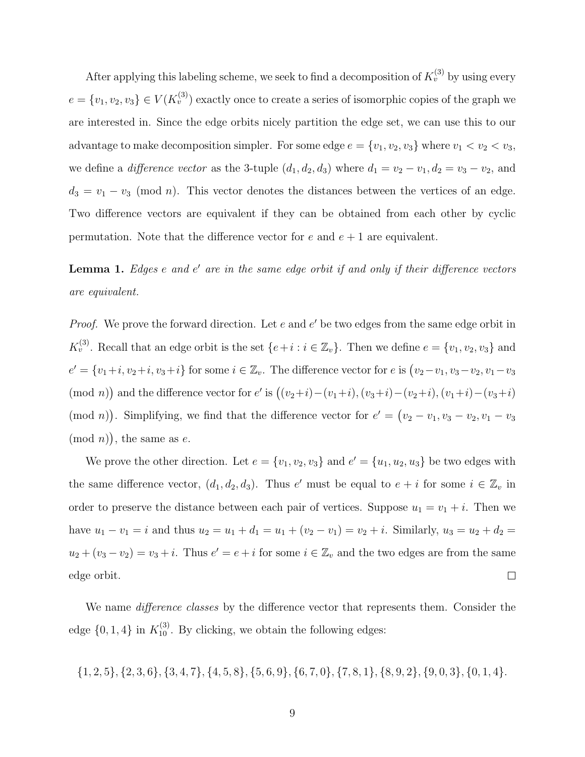After applying this labeling scheme, we seek to find a decomposition of $K_v^{(3)}$ by using every $e = \{v_1, v_2, v_3\} \in V(K_v^{(3)})$ exactly once to create a series of isomorphic copies of the graph we are interested in. Since the edge orbits nicely partition the edge set, we can use this to our advantage to make decomposition simpler. For some edge $e = \{v_1, v_2, v_3\}$ where $v_1 < v_2 < v_3$, we define a *difference vector* as the 3-tuple $(d_1, d_2, d_3)$ where $d_1 = v_2 - v_1$, $d_2 = v_3 - v_2$, and $d_3 = v_1 - v_3 \pmod{n}$. This vector denotes the distances between the vertices of an edge. Two difference vectors are equivalent if they can be obtained from each other by cyclic permutation. Note that the difference vector for $e$ and $e + 1$ are equivalent.

**Lemma 1.** *Edges $e$ and $e'$ are in the same edge orbit if and only if their difference vectors are equivalent.*

*Proof.* We prove the forward direction. Let $e$ and $e'$ be two edges from the same edge orbit in $K_v^{(3)}$. Recall that an edge orbit is the set $\{e+i : i \in \mathbb{Z}_v\}$. Then we define $e = \{v_1, v_2, v_3\}$ and $e' = \{v_1+i, v_2+i, v_3+i\}$ for some $i \in \mathbb{Z}_v$. The difference vector for $e$ is $\big(v_2 - v_1, v_3 - v_2, v_1 - v_3 \pmod{n}\big)$ and the difference vector for $e'$ is $\big((v_2+i)-(v_1+i), (v_3+i)-(v_2+i), (v_1+i)-(v_3+i) \pmod{n}\big)$. Simplifying, we find that the difference vector for $e' = \big(v_2 - v_1, v_3 - v_2, v_1 - v_3 \pmod{n}\big)$, the same as $e$.

We prove the other direction. Let $e = \{v_1, v_2, v_3\}$ and $e' = \{u_1, u_2, u_3\}$ be two edges with the same difference vector, $(d_1, d_2, d_3)$. Thus $e'$ must be equal to $e + i$ for some $i \in \mathbb{Z}_v$ in order to preserve the distance between each pair of vertices. Suppose $u_1 = v_1 + i$. Then we have $u_1 - v_1 = i$ and thus $u_2 = u_1 + d_1 = u_1 + (v_2 - v_1) = v_2 + i$. Similarly, $u_3 = u_2 + d_2 = u_2 + (v_3 - v_2) = v_3 + i$. Thus $e' = e + i$ for some $i \in \mathbb{Z}_v$ and the two edges are from the same edge orbit. $\square$

We name *difference classes* by the difference vector that represents them. Consider the edge $\{0, 1, 4\}$ in $K_{10}^{(3)}$. By clicking, we obtain the following edges:

$$\{1,2,5\}, \{2,3,6\}, \{3,4,7\}, \{4,5,8\}, \{5,6,9\}, \{6,7,0\}, \{7,8,1\}, \{8,9,2\}, \{9,0,3\}, \{0,1,4\}.$$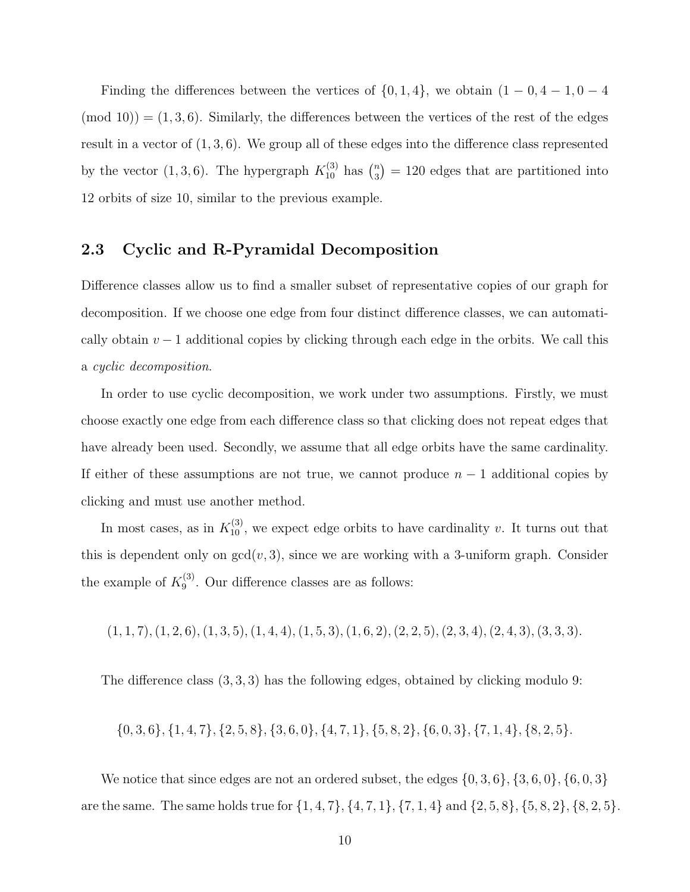Finding the differences between the vertices of $\{0,1,4\}$, we obtain $(1-0, 4-1, 0-4 \pmod{10}) = (1,3,6)$. Similarly, the differences between the vertices of the rest of the edges result in a vector of $(1,3,6)$. We group all of these edges into the difference class represented by the vector $(1,3,6)$. The hypergraph $K_{10}^{(3)}$ has $\binom{n}{3} = 120$ edges that are partitioned into 12 orbits of size 10, similar to the previous example.

## 2.3 Cyclic and R-Pyramidal Decomposition

Difference classes allow us to find a smaller subset of representative copies of our graph for decomposition. If we choose one edge from four distinct difference classes, we can automatically obtain $v-1$ additional copies by clicking through each edge in the orbits. We call this a *cyclic decomposition*.

In order to use cyclic decomposition, we work under two assumptions. Firstly, we must choose exactly one edge from each difference class so that clicking does not repeat edges that have already been used. Secondly, we assume that all edge orbits have the same cardinality. If either of these assumptions are not true, we cannot produce $n-1$ additional copies by clicking and must use another method.

In most cases, as in $K_{10}^{(3)}$, we expect edge orbits to have cardinality $v$. It turns out that this is dependent only on $\gcd(v,3)$, since we are working with a 3-uniform graph. Consider the example of $K_9^{(3)}$. Our difference classes are as follows:

$$(1,1,7), (1,2,6), (1,3,5), (1,4,4), (1,5,3), (1,6,2), (2,2,5), (2,3,4), (2,4,3), (3,3,3).$$

The difference class $(3,3,3)$ has the following edges, obtained by clicking modulo 9:

$$\{0,3,6\}, \{1,4,7\}, \{2,5,8\}, \{3,6,0\}, \{4,7,1\}, \{5,8,2\}, \{6,0,3\}, \{7,1,4\}, \{8,2,5\}.$$

We notice that since edges are not an ordered subset, the edges $\{0,3,6\}, \{3,6,0\}, \{6,0,3\}$ are the same. The same holds true for $\{1,4,7\}, \{4,7,1\}, \{7,1,4\}$ and $\{2,5,8\}, \{5,8,2\}, \{8,2,5\}$.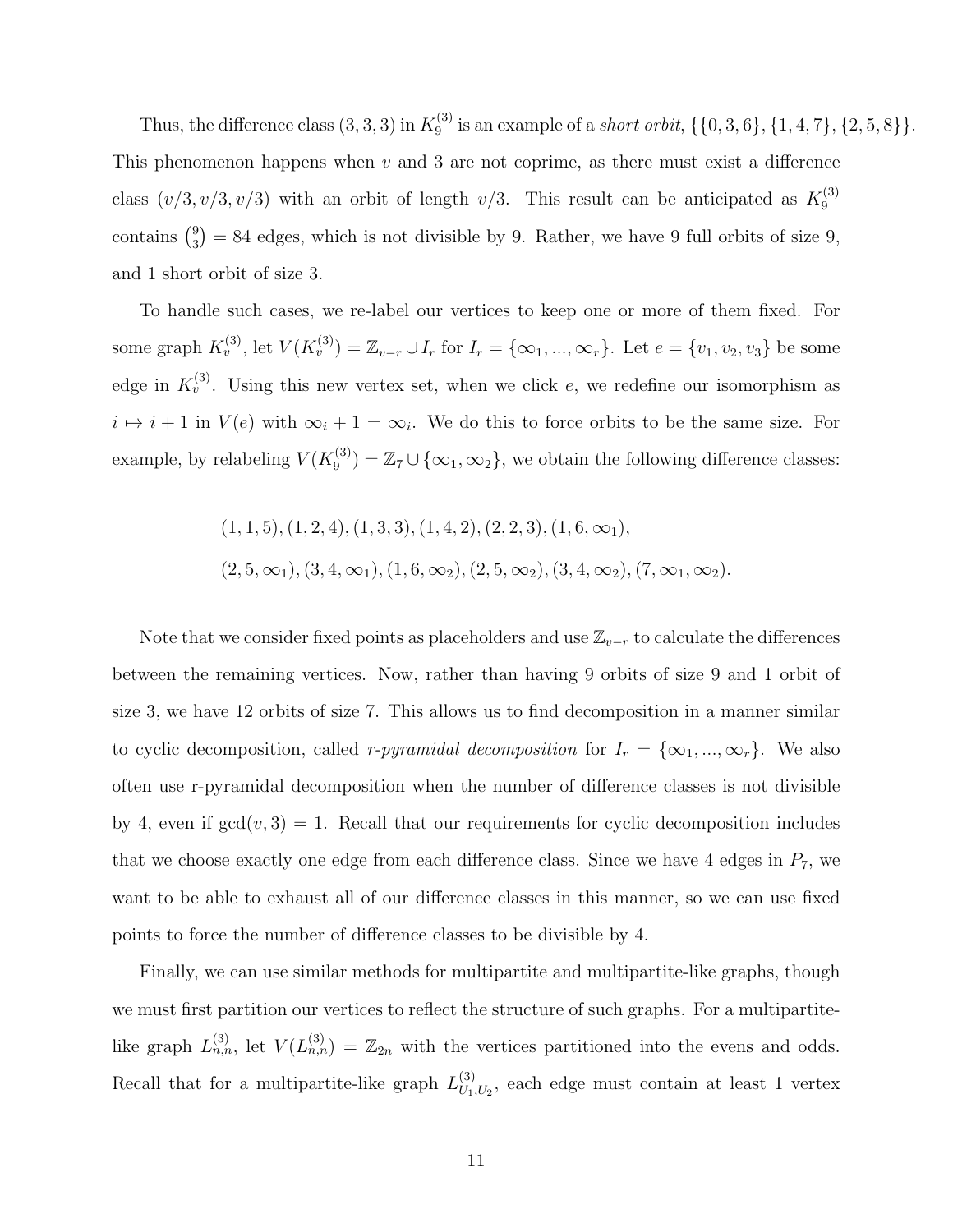Thus, the difference class $(3, 3, 3)$ in $K_9^{(3)}$ is an example of a *short orbit*, $\{\{0, 3, 6\}, \{1, 4, 7\}, \{2, 5, 8\}\}$. This phenomenon happens when $v$ and 3 are not coprime, as there must exist a difference class $(v/3, v/3, v/3)$ with an orbit of length $v/3$. This result can be anticipated as $K_9^{(3)}$ contains $\binom{9}{3} = 84$ edges, which is not divisible by 9. Rather, we have 9 full orbits of size 9, and 1 short orbit of size 3.

To handle such cases, we re-label our vertices to keep one or more of them fixed. For some graph $K_v^{(3)}$, let $V(K_v^{(3)}) = \mathbb{Z}_{v-r} \cup I_r$ for $I_r = \{\infty_1, ..., \infty_r\}$. Let $e = \{v_1, v_2, v_3\}$ be some edge in $K_v^{(3)}$. Using this new vertex set, when we click $e$, we redefine our isomorphism as $i \mapsto i + 1$ in $V(e)$ with $\infty_i + 1 = \infty_i$. We do this to force orbits to be the same size. For example, by relabeling $V(K_9^{(3)}) = \mathbb{Z}_7 \cup \{\infty_1, \infty_2\}$, we obtain the following difference classes:

$$(1, 1, 5), (1, 2, 4), (1, 3, 3), (1, 4, 2), (2, 2, 3), (1, 6, \infty_1),$$
$$(2, 5, \infty_1), (3, 4, \infty_1), (1, 6, \infty_2), (2, 5, \infty_2), (3, 4, \infty_2), (7, \infty_1, \infty_2).$$

Note that we consider fixed points as placeholders and use $\mathbb{Z}_{v-r}$ to calculate the differences between the remaining vertices. Now, rather than having 9 orbits of size 9 and 1 orbit of size 3, we have 12 orbits of size 7. This allows us to find decomposition in a manner similar to cyclic decomposition, called *r-pyramidal decomposition* for $I_r = \{\infty_1, ..., \infty_r\}$. We also often use r-pyramidal decomposition when the number of difference classes is not divisible by 4, even if $\gcd(v, 3) = 1$. Recall that our requirements for cyclic decomposition includes that we choose exactly one edge from each difference class. Since we have 4 edges in $P_7$, we want to be able to exhaust all of our difference classes in this manner, so we can use fixed points to force the number of difference classes to be divisible by 4.

Finally, we can use similar methods for multipartite and multipartite-like graphs, though we must first partition our vertices to reflect the structure of such graphs. For a multipartite-like graph $L_{n,n}^{(3)}$, let $V(L_{n,n}^{(3)}) = \mathbb{Z}_{2n}$ with the vertices partitioned into the evens and odds. Recall that for a multipartite-like graph $L_{U_1,U_2}^{(3)}$, each edge must contain at least 1 vertex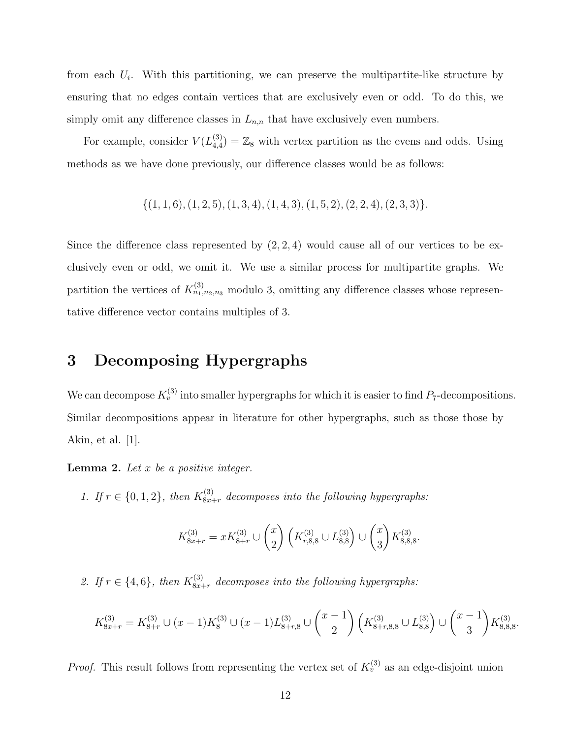from each $U_i$. With this partitioning, we can preserve the multipartite-like structure by ensuring that no edges contain vertices that are exclusively even or odd. To do this, we simply omit any difference classes in $L_{n,n}$ that have exclusively even numbers.

For example, consider $V(L^{(3)}_{4,4}) = \mathbb{Z}_8$ with vertex partition as the evens and odds. Using methods as we have done previously, our difference classes would be as follows:

$$\{(1,1,6),(1,2,5),(1,3,4),(1,4,3),(1,5,2),(2,2,4),(2,3,3)\}.$$

Since the difference class represented by $(2,2,4)$ would cause all of our vertices to be exclusively even or odd, we omit it. We use a similar process for multipartite graphs. We partition the vertices of $K^{(3)}_{n_1,n_2,n_3}$ modulo 3, omitting any difference classes whose representative difference vector contains multiples of 3.

# 3 Decomposing Hypergraphs

We can decompose $K^{(3)}_v$ into smaller hypergraphs for which it is easier to find $P_7$-decompositions. Similar decompositions appear in literature for other hypergraphs, such as those those by Akin, et al. [1].

**Lemma 2.** *Let $x$ be a positive integer.*

1. *If $r \in \{0,1,2\}$, then $K^{(3)}_{8x+r}$ decomposes into the following hypergraphs:*

$$K^{(3)}_{8x+r} = xK^{(3)}_{8+r} \cup \binom{x}{2}\left(K^{(3)}_{r,8,8} \cup L^{(3)}_{8,8}\right) \cup \binom{x}{3}K^{(3)}_{8,8,8}.$$

2. *If $r \in \{4,6\}$, then $K^{(3)}_{8x+r}$ decomposes into the following hypergraphs:*

$$K^{(3)}_{8x+r} = K^{(3)}_{8+r} \cup (x-1)K^{(3)}_{8} \cup (x-1)L^{(3)}_{8+r,8} \cup \binom{x-1}{2}\left(K^{(3)}_{8+r,8,8} \cup L^{(3)}_{8,8}\right) \cup \binom{x-1}{3}K^{(3)}_{8,8,8}.$$

*Proof.* This result follows from representing the vertex set of $K^{(3)}_v$ as an edge-disjoint union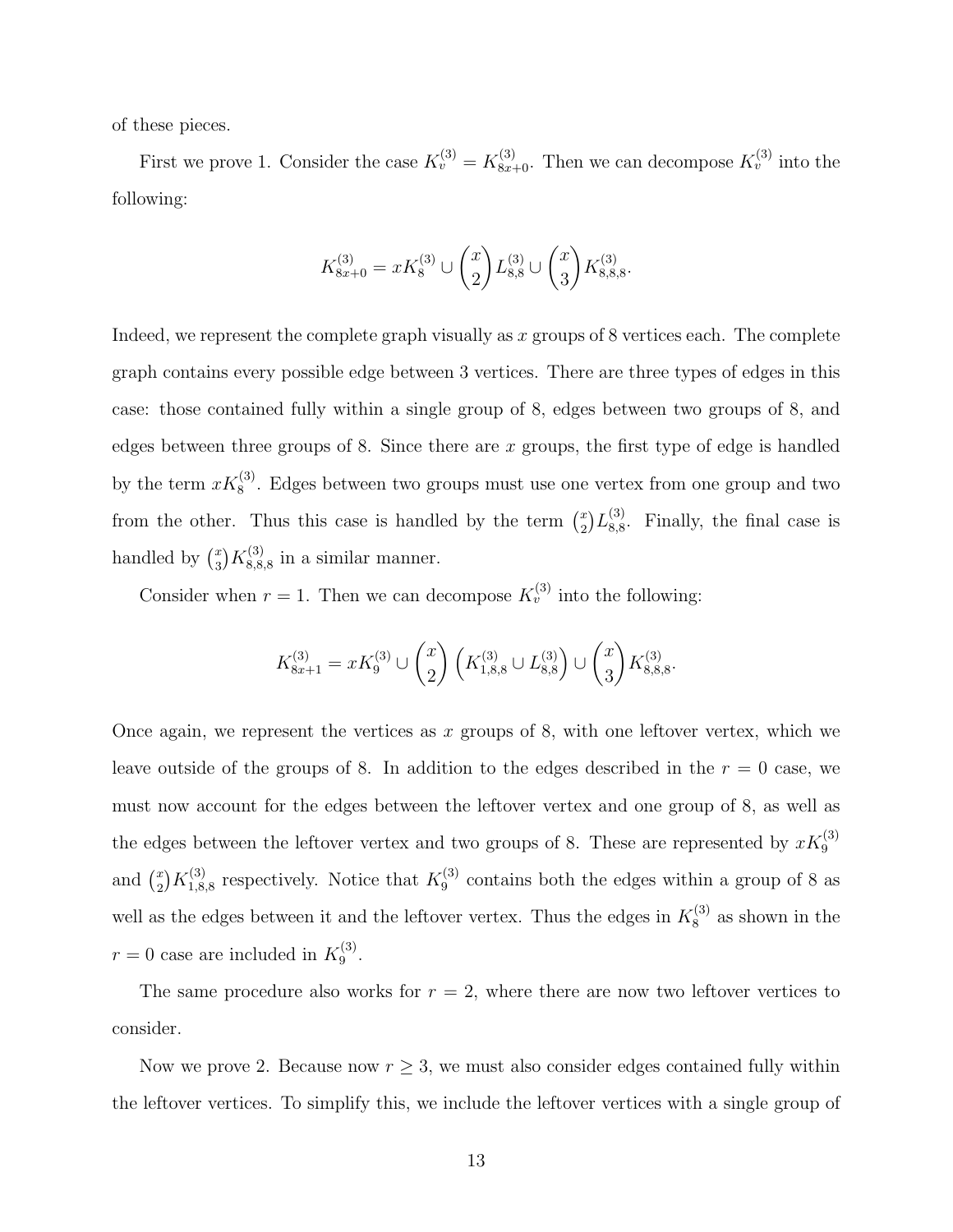of these pieces.

First we prove 1. Consider the case $K_v^{(3)} = K_{8x+0}^{(3)}$. Then we can decompose $K_v^{(3)}$ into the following:

$$K_{8x+0}^{(3)} = xK_8^{(3)} \cup \binom{x}{2} L_{8,8}^{(3)} \cup \binom{x}{3} K_{8,8,8}^{(3)}.$$

Indeed, we represent the complete graph visually as $x$ groups of 8 vertices each. The complete graph contains every possible edge between 3 vertices. There are three types of edges in this case: those contained fully within a single group of 8, edges between two groups of 8, and edges between three groups of 8. Since there are $x$ groups, the first type of edge is handled by the term $xK_8^{(3)}$. Edges between two groups must use one vertex from one group and two from the other. Thus this case is handled by the term $\binom{x}{2} L_{8,8}^{(3)}$. Finally, the final case is handled by $\binom{x}{3} K_{8,8,8}^{(3)}$ in a similar manner.

Consider when $r = 1$. Then we can decompose $K_v^{(3)}$ into the following:

$$K_{8x+1}^{(3)} = xK_9^{(3)} \cup \binom{x}{2} \left( K_{1,8,8}^{(3)} \cup L_{8,8}^{(3)} \right) \cup \binom{x}{3} K_{8,8,8}^{(3)}.$$

Once again, we represent the vertices as $x$ groups of 8, with one leftover vertex, which we leave outside of the groups of 8. In addition to the edges described in the $r = 0$ case, we must now account for the edges between the leftover vertex and one group of 8, as well as the edges between the leftover vertex and two groups of 8. These are represented by $xK_9^{(3)}$ and $\binom{x}{2} K_{1,8,8}^{(3)}$ respectively. Notice that $K_9^{(3)}$ contains both the edges within a group of 8 as well as the edges between it and the leftover vertex. Thus the edges in $K_8^{(3)}$ as shown in the $r = 0$ case are included in $K_9^{(3)}$.

The same procedure also works for $r = 2$, where there are now two leftover vertices to consider.

Now we prove 2. Because now $r \geq 3$, we must also consider edges contained fully within the leftover vertices. To simplify this, we include the leftover vertices with a single group of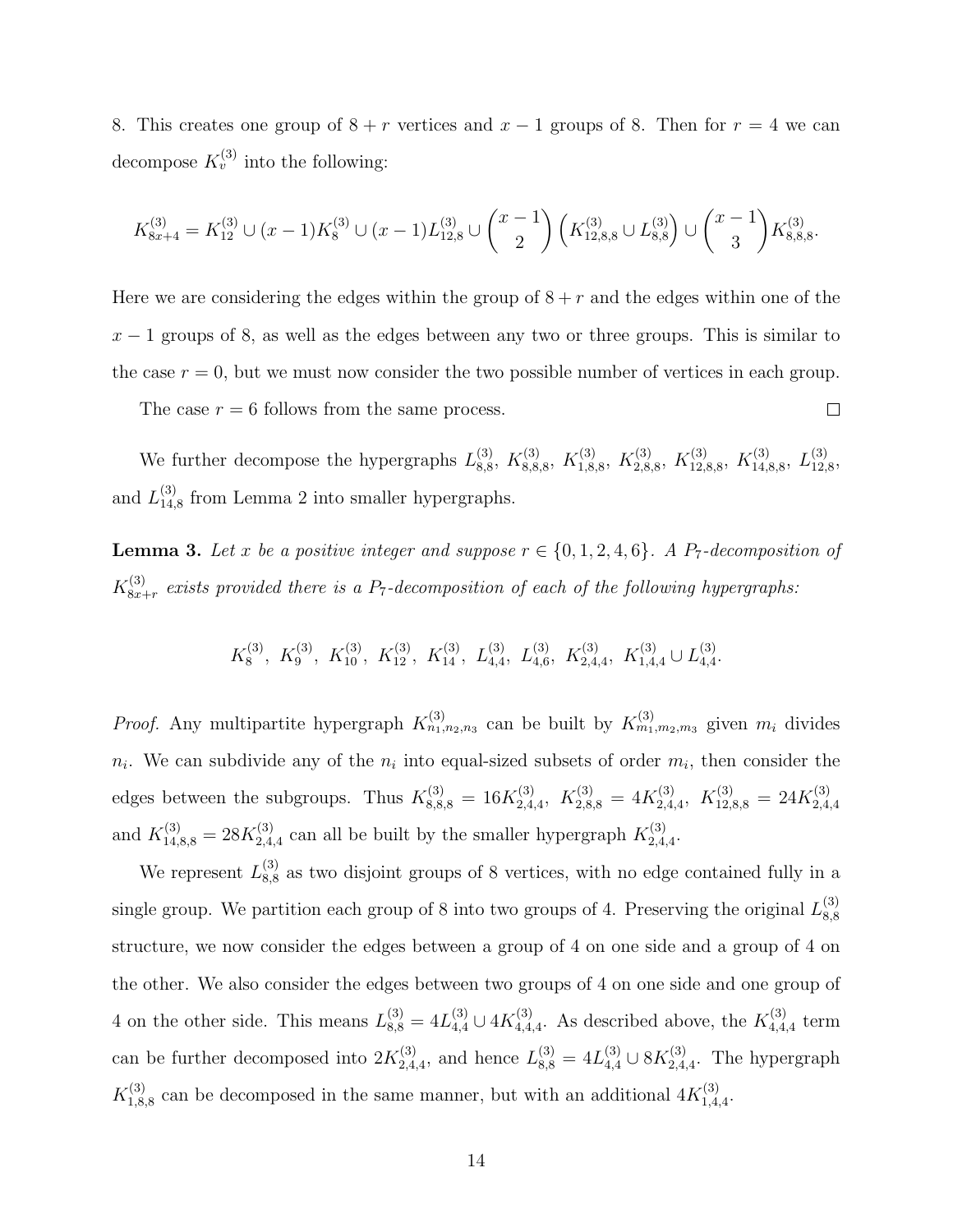8. This creates one group of $8+r$ vertices and $x-1$ groups of 8. Then for $r=4$ we can decompose $K_v^{(3)}$ into the following:

$$K_{8x+4}^{(3)} = K_{12}^{(3)} \cup (x-1)K_8^{(3)} \cup (x-1)L_{12,8}^{(3)} \cup \binom{x-1}{2}\left(K_{12,8,8}^{(3)} \cup L_{8,8}^{(3)}\right) \cup \binom{x-1}{3} K_{8,8,8}^{(3)}.$$

Here we are considering the edges within the group of $8+r$ and the edges within one of the $x-1$ groups of 8, as well as the edges between any two or three groups. This is similar to the case $r=0$, but we must now consider the two possible number of vertices in each group.

The case $r=6$ follows from the same process. $\square$

We further decompose the hypergraphs $L_{8,8}^{(3)}$, $K_{8,8,8}^{(3)}$, $K_{1,8,8}^{(3)}$, $K_{2,8,8}^{(3)}$, $K_{12,8,8}^{(3)}$, $K_{14,8,8}^{(3)}$, $L_{12,8}^{(3)}$, and $L_{14,8}^{(3)}$ from Lemma 2 into smaller hypergraphs.

**Lemma 3.** *Let $x$ be a positive integer and suppose $r \in \{0, 1, 2, 4, 6\}$. A $P_7$-decomposition of $K_{8x+r}^{(3)}$ exists provided there is a $P_7$-decomposition of each of the following hypergraphs:*

$$K_8^{(3)},\ K_9^{(3)},\ K_{10}^{(3)},\ K_{12}^{(3)},\ K_{14}^{(3)},\ L_{4,4}^{(3)},\ L_{4,6}^{(3)},\ K_{2,4,4}^{(3)},\ K_{1,4,4}^{(3)} \cup L_{4,4}^{(3)}.$$

*Proof.* Any multipartite hypergraph $K_{n_1,n_2,n_3}^{(3)}$ can be built by $K_{m_1,m_2,m_3}^{(3)}$ given $m_i$ divides $n_i$. We can subdivide any of the $n_i$ into equal-sized subsets of order $m_i$, then consider the edges between the subgroups. Thus $K_{8,8,8}^{(3)} = 16K_{2,4,4}^{(3)}$, $K_{2,8,8}^{(3)} = 4K_{2,4,4}^{(3)}$, $K_{12,8,8}^{(3)} = 24K_{2,4,4}^{(3)}$ and $K_{14,8,8}^{(3)} = 28K_{2,4,4}^{(3)}$ can all be built by the smaller hypergraph $K_{2,4,4}^{(3)}$.

We represent $L_{8,8}^{(3)}$ as two disjoint groups of 8 vertices, with no edge contained fully in a single group. We partition each group of 8 into two groups of 4. Preserving the original $L_{8,8}^{(3)}$ structure, we now consider the edges between a group of 4 on one side and a group of 4 on the other. We also consider the edges between two groups of 4 on one side and one group of 4 on the other side. This means $L_{8,8}^{(3)} = 4L_{4,4}^{(3)} \cup 4K_{4,4,4}^{(3)}$. As described above, the $K_{4,4,4}^{(3)}$ term can be further decomposed into $2K_{2,4,4}^{(3)}$, and hence $L_{8,8}^{(3)} = 4L_{4,4}^{(3)} \cup 8K_{2,4,4}^{(3)}$. The hypergraph $K_{1,8,8}^{(3)}$ can be decomposed in the same manner, but with an additional $4K_{1,4,4}^{(3)}$.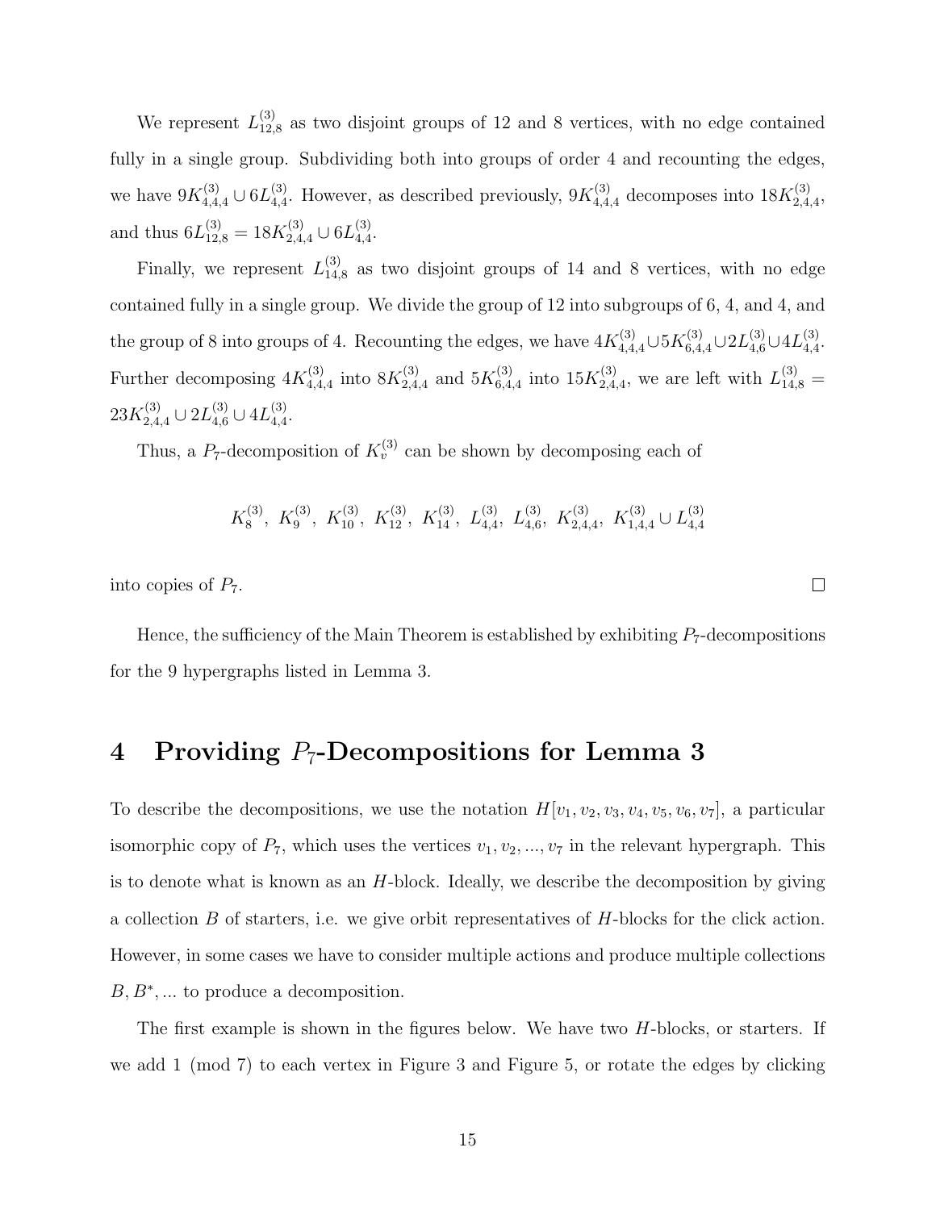We represent $L_{12,8}^{(3)}$ as two disjoint groups of 12 and 8 vertices, with no edge contained fully in a single group. Subdividing both into groups of order 4 and recounting the edges, we have $9K_{4,4,4}^{(3)} \cup 6L_{4,4}^{(3)}$. However, as described previously, $9K_{4,4,4}^{(3)}$ decomposes into $18K_{2,4,4}^{(3)}$, and thus $6L_{12,8}^{(3)} = 18K_{2,4,4}^{(3)} \cup 6L_{4,4}^{(3)}$.

Finally, we represent $L_{14,8}^{(3)}$ as two disjoint groups of 14 and 8 vertices, with no edge contained fully in a single group. We divide the group of 12 into subgroups of 6, 4, and 4, and the group of 8 into groups of 4. Recounting the edges, we have $4K_{4,4,4}^{(3)} \cup 5K_{6,4,4}^{(3)} \cup 2L_{4,6}^{(3)} \cup 4L_{4,4}^{(3)}$. Further decomposing $4K_{4,4,4}^{(3)}$ into $8K_{2,4,4}^{(3)}$ and $5K_{6,4,4}^{(3)}$ into $15K_{2,4,4}^{(3)}$, we are left with $L_{14,8}^{(3)} = 23K_{2,4,4}^{(3)} \cup 2L_{4,6}^{(3)} \cup 4L_{4,4}^{(3)}$.

Thus, a $P_7$-decomposition of $K_v^{(3)}$ can be shown by decomposing each of

$$K_8^{(3)},\ K_9^{(3)},\ K_{10}^{(3)},\ K_{12}^{(3)},\ K_{14}^{(3)},\ L_{4,4}^{(3)},\ L_{4,6}^{(3)},\ K_{2,4,4}^{(3)},\ K_{1,4,4}^{(3)} \cup L_{4,4}^{(3)}$$

into copies of $P_7$. □

Hence, the sufficiency of the Main Theorem is established by exhibiting $P_7$-decompositions for the 9 hypergraphs listed in Lemma 3.

# 4 Providing $P_7$-Decompositions for Lemma 3

To describe the decompositions, we use the notation $H[v_1, v_2, v_3, v_4, v_5, v_6, v_7]$, a particular isomorphic copy of $P_7$, which uses the vertices $v_1, v_2, ..., v_7$ in the relevant hypergraph. This is to denote what is known as an $H$-block. Ideally, we describe the decomposition by giving a collection $B$ of starters, i.e. we give orbit representatives of $H$-blocks for the click action. However, in some cases we have to consider multiple actions and produce multiple collections $B, B^*, ...$ to produce a decomposition.

The first example is shown in the figures below. We have two $H$-blocks, or starters. If we add 1 (mod 7) to each vertex in Figure 3 and Figure 5, or rotate the edges by clicking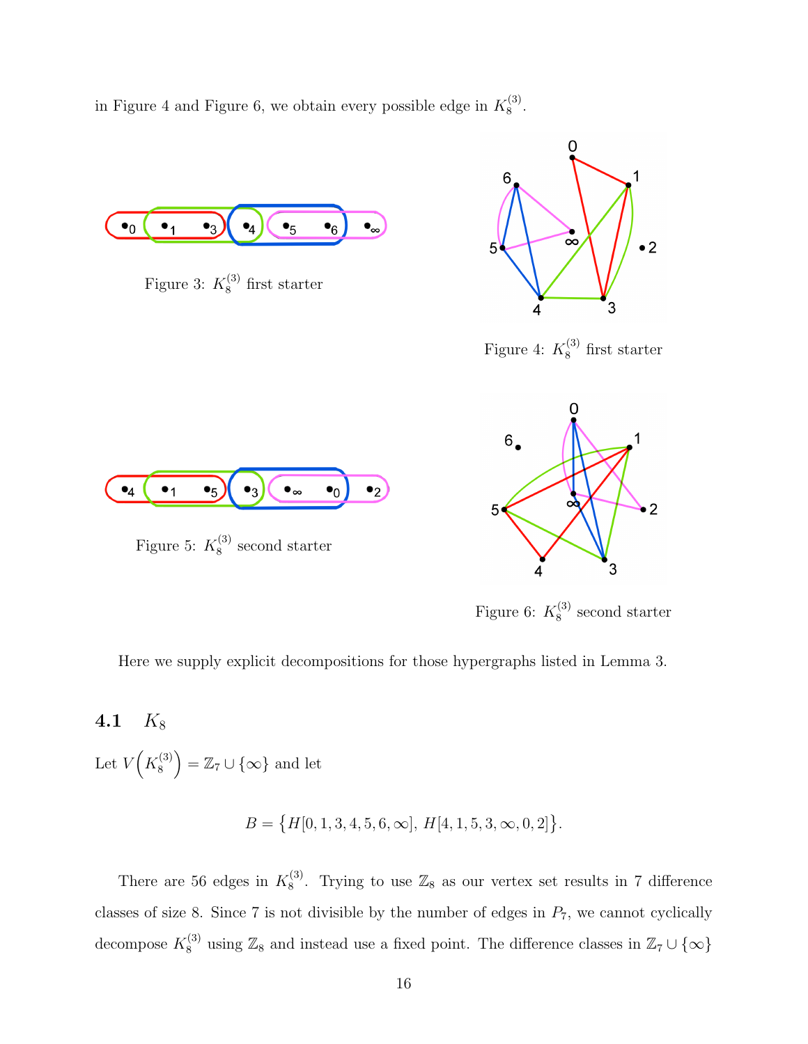in Figure 4 and Figure 6, we obtain every possible edge in $K_8^{(3)}$.

Figure 3: $K_8^{(3)}$ first starter

Figure 4: $K_8^{(3)}$ first starter

Figure 5: $K_8^{(3)}$ second starter

Figure 6: $K_8^{(3)}$ second starter

Here we supply explicit decompositions for those hypergraphs listed in Lemma 3.

### 4.1 $K_8$

Let $V\left(K_8^{(3)}\right) = \mathbb{Z}_7 \cup \{\infty\}$ and let

$$B = \big\{H[0,1,3,4,5,6,\infty],\, H[4,1,5,3,\infty,0,2]\big\}.$$

There are 56 edges in $K_8^{(3)}$. Trying to use $\mathbb{Z}_8$ as our vertex set results in 7 difference classes of size 8. Since 7 is not divisible by the number of edges in $P_7$, we cannot cyclically decompose $K_8^{(3)}$ using $\mathbb{Z}_8$ and instead use a fixed point. The difference classes in $\mathbb{Z}_7 \cup \{\infty\}$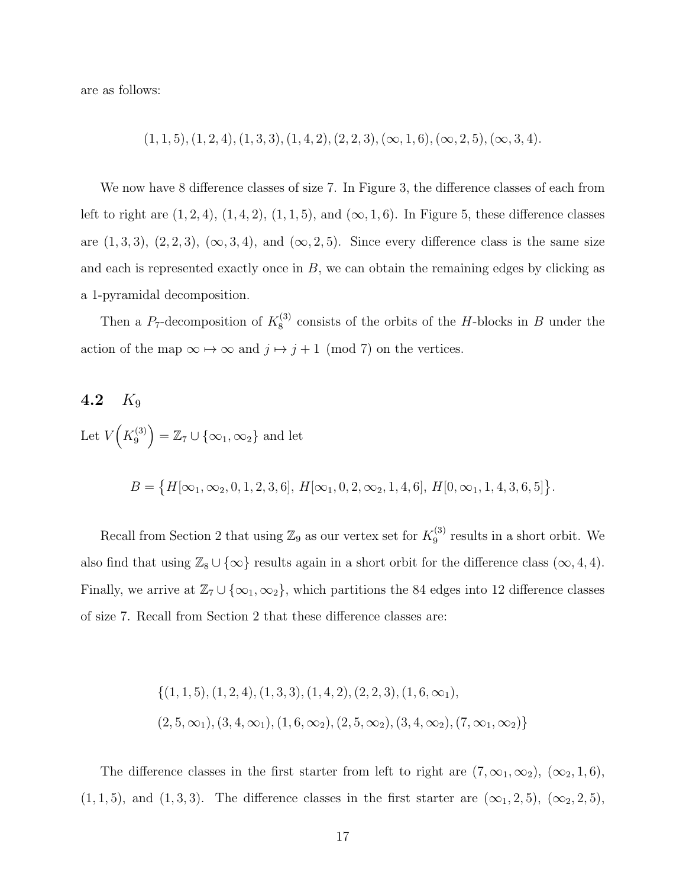are as follows:

$$(1,1,5),(1,2,4),(1,3,3),(1,4,2),(2,2,3),(\infty,1,6),(\infty,2,5),(\infty,3,4).$$

We now have 8 difference classes of size 7. In Figure 3, the difference classes of each from left to right are $(1,2,4)$, $(1,4,2)$, $(1,1,5)$, and $(\infty,1,6)$. In Figure 5, these difference classes are $(1,3,3)$, $(2,2,3)$, $(\infty,3,4)$, and $(\infty,2,5)$. Since every difference class is the same size and each is represented exactly once in $B$, we can obtain the remaining edges by clicking as a 1-pyramidal decomposition.

Then a $P_7$-decomposition of $K_8^{(3)}$ consists of the orbits of the $H$-blocks in $B$ under the action of the map $\infty \mapsto \infty$ and $j \mapsto j+1 \pmod 7$ on the vertices.

## 4.2 $K_9$

Let $V\left(K_9^{(3)}\right) = \mathbb{Z}_7 \cup \{\infty_1, \infty_2\}$ and let

$$B = \left\{H[\infty_1, \infty_2, 0, 1, 2, 3, 6],\ H[\infty_1, 0, 2, \infty_2, 1, 4, 6],\ H[0, \infty_1, 1, 4, 3, 6, 5]\right\}.$$

Recall from Section 2 that using $\mathbb{Z}_9$ as our vertex set for $K_9^{(3)}$ results in a short orbit. We also find that using $\mathbb{Z}_8 \cup \{\infty\}$ results again in a short orbit for the difference class $(\infty, 4, 4)$. Finally, we arrive at $\mathbb{Z}_7 \cup \{\infty_1, \infty_2\}$, which partitions the 84 edges into 12 difference classes of size 7. Recall from Section 2 that these difference classes are:

$$\begin{aligned}
&\{(1,1,5),(1,2,4),(1,3,3),(1,4,2),(2,2,3),(1,6,\infty_1),\\
&(2,5,\infty_1),(3,4,\infty_1),(1,6,\infty_2),(2,5,\infty_2),(3,4,\infty_2),(7,\infty_1,\infty_2)\}
\end{aligned}$$

The difference classes in the first starter from left to right are $(7,\infty_1,\infty_2)$, $(\infty_2,1,6)$, $(1,1,5)$, and $(1,3,3)$. The difference classes in the first starter are $(\infty_1,2,5)$, $(\infty_2,2,5)$,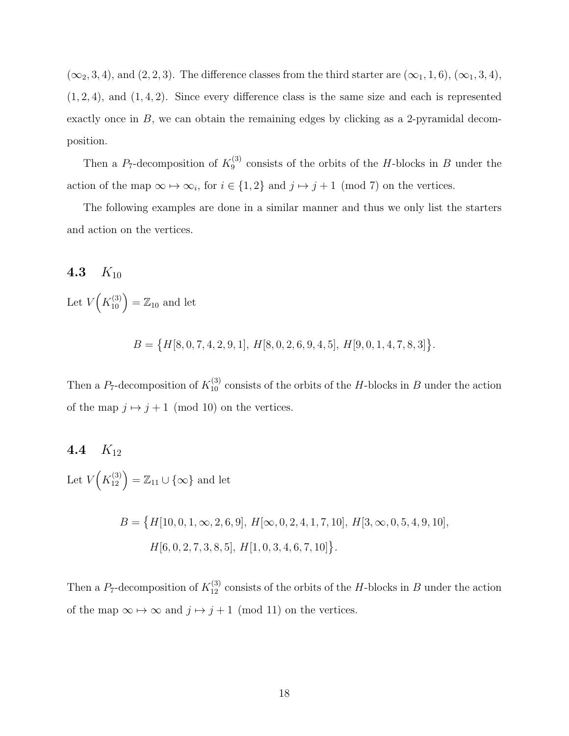$(\infty_2, 3, 4)$, and $(2, 2, 3)$. The difference classes from the third starter are $(\infty_1, 1, 6)$, $(\infty_1, 3, 4)$, $(1, 2, 4)$, and $(1, 4, 2)$. Since every difference class is the same size and each is represented exactly once in $B$, we can obtain the remaining edges by clicking as a 2-pyramidal decomposition.

Then a $P_7$-decomposition of $K_9^{(3)}$ consists of the orbits of the $H$-blocks in $B$ under the action of the map $\infty \mapsto \infty_i$, for $i \in \{1, 2\}$ and $j \mapsto j + 1 \pmod 7$ on the vertices.

The following examples are done in a similar manner and thus we only list the starters and action on the vertices.

### 4.3 $K_{10}$

Let $V\Big(K_{10}^{(3)}\Big) = \mathbb{Z}_{10}$ and let

$$B = \big\{H[8, 0, 7, 4, 2, 9, 1],\ H[8, 0, 2, 6, 9, 4, 5],\ H[9, 0, 1, 4, 7, 8, 3]\big\}.$$

Then a $P_7$-decomposition of $K_{10}^{(3)}$ consists of the orbits of the $H$-blocks in $B$ under the action of the map $j \mapsto j + 1 \pmod{10}$ on the vertices.

### 4.4 $K_{12}$

Let $V\Big(K_{12}^{(3)}\Big) = \mathbb{Z}_{11} \cup \{\infty\}$ and let

$$\begin{aligned} B = \big\{&H[10, 0, 1, \infty, 2, 6, 9],\ H[\infty, 0, 2, 4, 1, 7, 10],\ H[3, \infty, 0, 5, 4, 9, 10], \\ &H[6, 0, 2, 7, 3, 8, 5],\ H[1, 0, 3, 4, 6, 7, 10]\big\}. \end{aligned}$$

Then a $P_7$-decomposition of $K_{12}^{(3)}$ consists of the orbits of the $H$-blocks in $B$ under the action of the map $\infty \mapsto \infty$ and $j \mapsto j + 1 \pmod{11}$ on the vertices.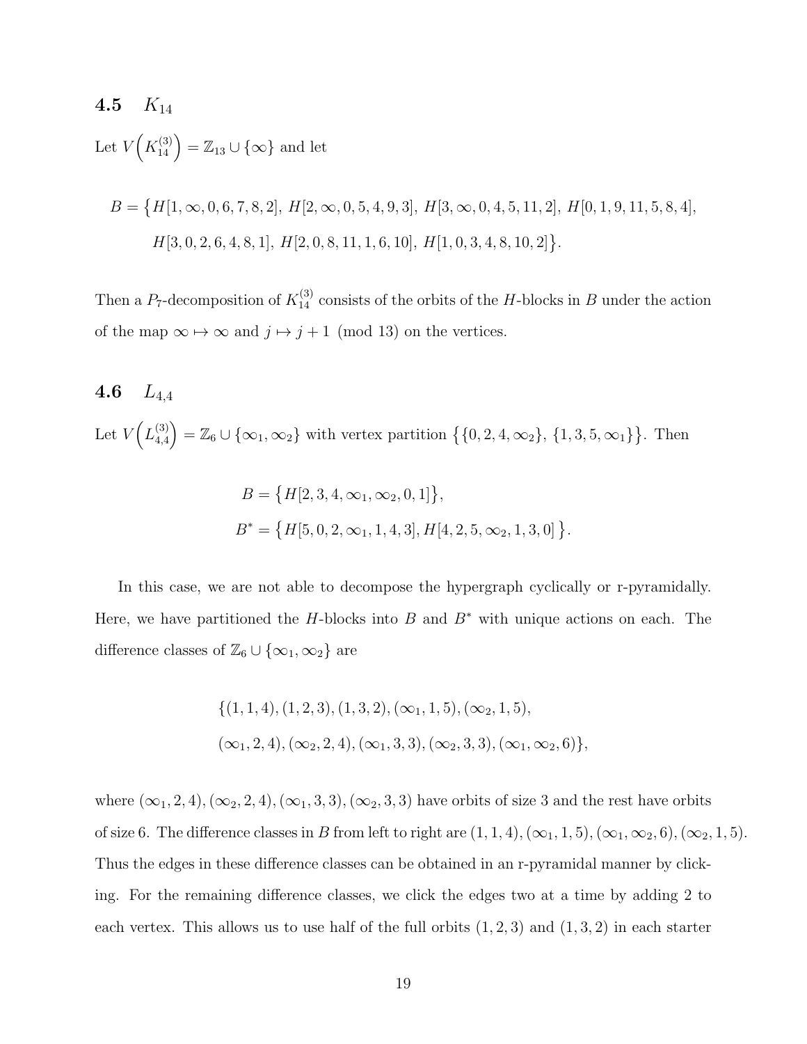## 4.5 $K_{14}$

Let $V\Big(K_{14}^{(3)}\Big) = \mathbb{Z}_{13} \cup \{\infty\}$ and let

$$B = \big\{H[1,\infty,0,6,7,8,2],\ H[2,\infty,0,5,4,9,3],\ H[3,\infty,0,4,5,11,2],\ H[0,1,9,11,5,8,4],$$
$$H[3,0,2,6,4,8,1],\ H[2,0,8,11,1,6,10],\ H[1,0,3,4,8,10,2]\big\}.$$

Then a $P_7$-decomposition of $K_{14}^{(3)}$ consists of the orbits of the $H$-blocks in $B$ under the action of the map $\infty \mapsto \infty$ and $j \mapsto j+1 \pmod{13}$ on the vertices.

## 4.6 $L_{4,4}$

Let $V\Big(L_{4,4}^{(3)}\Big) = \mathbb{Z}_6 \cup \{\infty_1, \infty_2\}$ with vertex partition $\big\{\{0,2,4,\infty_2\},\ \{1,3,5,\infty_1\}\big\}$. Then

$$B = \big\{H[2,3,4,\infty_1,\infty_2,0,1]\big\},$$
$$B^* = \big\{H[5,0,2,\infty_1,1,4,3], H[4,2,5,\infty_2,1,3,0]\big\}.$$

In this case, we are not able to decompose the hypergraph cyclically or r-pyramidally. Here, we have partitioned the $H$-blocks into $B$ and $B^*$ with unique actions on each. The difference classes of $\mathbb{Z}_6 \cup \{\infty_1, \infty_2\}$ are

$$\{(1,1,4),(1,2,3),(1,3,2),(\infty_1,1,5),(\infty_2,1,5),$$
$$(\infty_1,2,4),(\infty_2,2,4),(\infty_1,3,3),(\infty_2,3,3),(\infty_1,\infty_2,6)\},$$

where $(\infty_1,2,4),(\infty_2,2,4),(\infty_1,3,3),(\infty_2,3,3)$ have orbits of size 3 and the rest have orbits of size 6. The difference classes in $B$ from left to right are $(1,1,4),(\infty_1,1,5),(\infty_1,\infty_2,6),(\infty_2,1,5)$. Thus the edges in these difference classes can be obtained in an r-pyramidal manner by clicking. For the remaining difference classes, we click the edges two at a time by adding 2 to each vertex. This allows us to use half of the full orbits $(1,2,3)$ and $(1,3,2)$ in each starter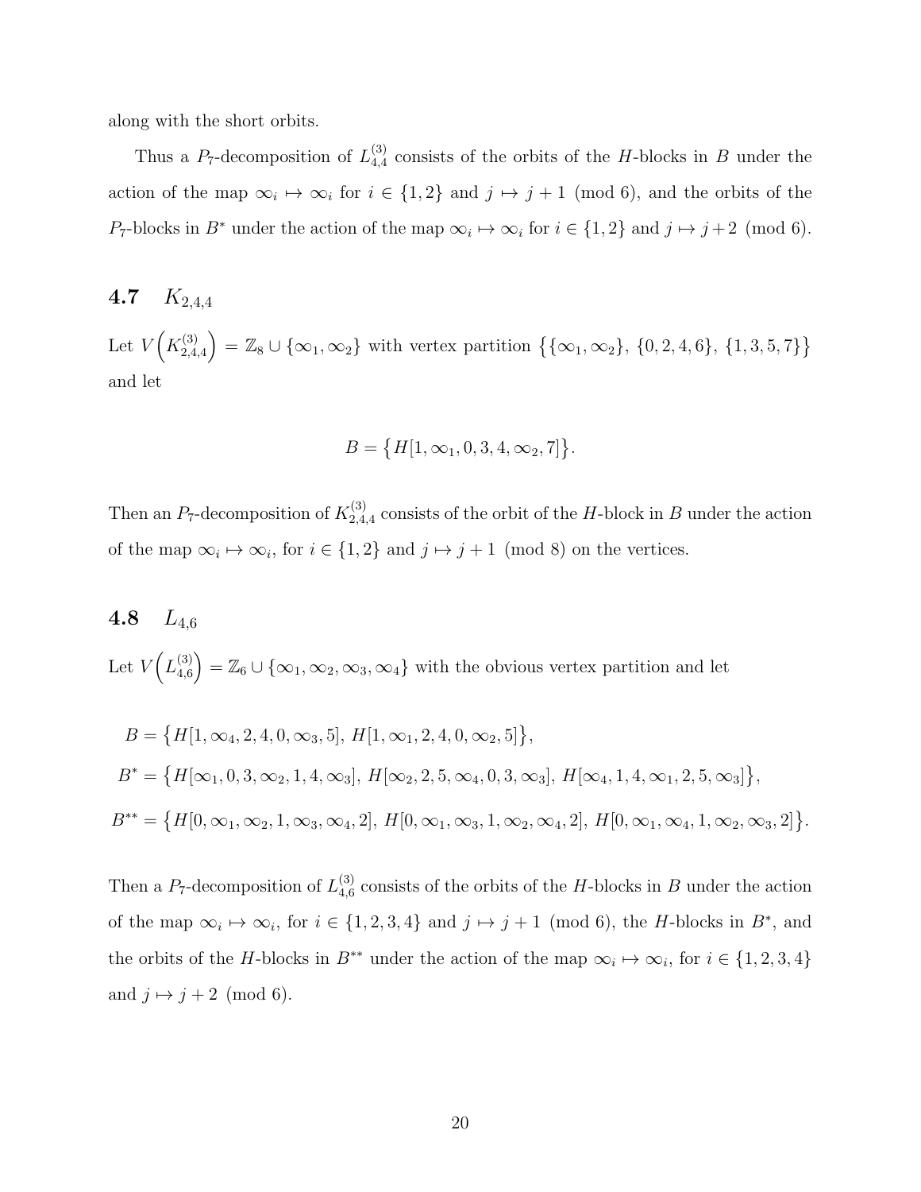along with the short orbits.

Thus a $P_7$-decomposition of $L_{4,4}^{(3)}$ consists of the orbits of the $H$-blocks in $B$ under the action of the map $\infty_i \mapsto \infty_i$ for $i \in \{1,2\}$ and $j \mapsto j+1 \pmod 6$, and the orbits of the $P_7$-blocks in $B^*$ under the action of the map $\infty_i \mapsto \infty_i$ for $i \in \{1,2\}$ and $j \mapsto j+2 \pmod 6$.

## 4.7 $K_{2,4,4}$

Let $V\Big(K_{2,4,4}^{(3)}\Big) = \mathbb{Z}_8 \cup \{\infty_1, \infty_2\}$ with vertex partition $\big\{\{\infty_1, \infty_2\},\ \{0,2,4,6\},\ \{1,3,5,7\}\big\}$ and let

$$B = \big\{H[1, \infty_1, 0, 3, 4, \infty_2, 7]\big\}.$$

Then an $P_7$-decomposition of $K_{2,4,4}^{(3)}$ consists of the orbit of the $H$-block in $B$ under the action of the map $\infty_i \mapsto \infty_i$, for $i \in \{1,2\}$ and $j \mapsto j+1 \pmod 8$ on the vertices.

## 4.8 $L_{4,6}$

Let $V\Big(L_{4,6}^{(3)}\Big) = \mathbb{Z}_6 \cup \{\infty_1, \infty_2, \infty_3, \infty_4\}$ with the obvious vertex partition and let

$$B = \big\{H[1, \infty_4, 2, 4, 0, \infty_3, 5],\ H[1, \infty_1, 2, 4, 0, \infty_2, 5]\big\},$$

$$B^* = \big\{H[\infty_1, 0, 3, \infty_2, 1, 4, \infty_3],\ H[\infty_2, 2, 5, \infty_4, 0, 3, \infty_3],\ H[\infty_4, 1, 4, \infty_1, 2, 5, \infty_3]\big\},$$

$$B^{**} = \big\{H[0, \infty_1, \infty_2, 1, \infty_3, \infty_4, 2],\ H[0, \infty_1, \infty_3, 1, \infty_2, \infty_4, 2],\ H[0, \infty_1, \infty_4, 1, \infty_2, \infty_3, 2]\big\}.$$

Then a $P_7$-decomposition of $L_{4,6}^{(3)}$ consists of the orbits of the $H$-blocks in $B$ under the action of the map $\infty_i \mapsto \infty_i$, for $i \in \{1,2,3,4\}$ and $j \mapsto j+1 \pmod 6$, the $H$-blocks in $B^*$, and the orbits of the $H$-blocks in $B^{**}$ under the action of the map $\infty_i \mapsto \infty_i$, for $i \in \{1,2,3,4\}$ and $j \mapsto j+2 \pmod 6$.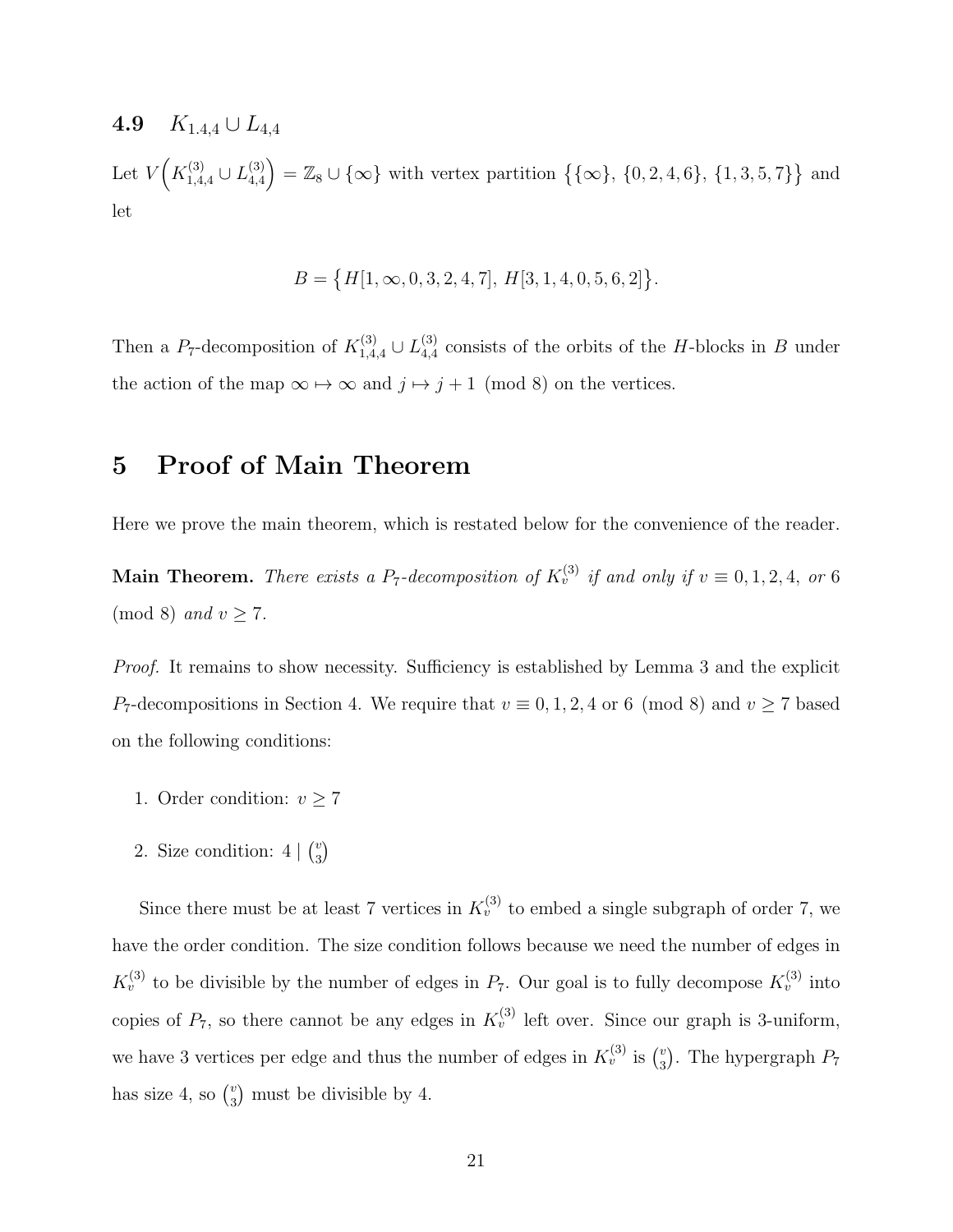### 4.9 $K_{1,4,4} \cup L_{4,4}$

Let $V\Big(K^{(3)}_{1,4,4} \cup L^{(3)}_{4,4}\Big) = \mathbb{Z}_8 \cup \{\infty\}$ with vertex partition $\big\{\{\infty\},\, \{0, 2, 4, 6\},\, \{1, 3, 5, 7\}\big\}$ and let

$$B = \big\{H[1, \infty, 0, 3, 2, 4, 7],\; H[3, 1, 4, 0, 5, 6, 2]\big\}.$$

Then a $P_7$-decomposition of $K^{(3)}_{1,4,4} \cup L^{(3)}_{4,4}$ consists of the orbits of the $H$-blocks in $B$ under the action of the map $\infty \mapsto \infty$ and $j \mapsto j + 1 \pmod 8$ on the vertices.

## 5 Proof of Main Theorem

Here we prove the main theorem, which is restated below for the convenience of the reader.

**Main Theorem.** *There exists a $P_7$-decomposition of $K^{(3)}_v$ if and only if $v \equiv 0, 1, 2, 4,$ or $6 \pmod 8$ and $v \geq 7$.*

*Proof.* It remains to show necessity. Sufficiency is established by Lemma 3 and the explicit $P_7$-decompositions in Section 4. We require that $v \equiv 0, 1, 2, 4$ or $6 \pmod 8$ and $v \geq 7$ based on the following conditions:

1. Order condition: $v \geq 7$
2. Size condition: $4 \mid \binom{v}{3}$

Since there must be at least 7 vertices in $K^{(3)}_v$ to embed a single subgraph of order 7, we have the order condition. The size condition follows because we need the number of edges in $K^{(3)}_v$ to be divisible by the number of edges in $P_7$. Our goal is to fully decompose $K^{(3)}_v$ into copies of $P_7$, so there cannot be any edges in $K^{(3)}_v$ left over. Since our graph is 3-uniform, we have 3 vertices per edge and thus the number of edges in $K^{(3)}_v$ is $\binom{v}{3}$. The hypergraph $P_7$ has size 4, so $\binom{v}{3}$ must be divisible by 4.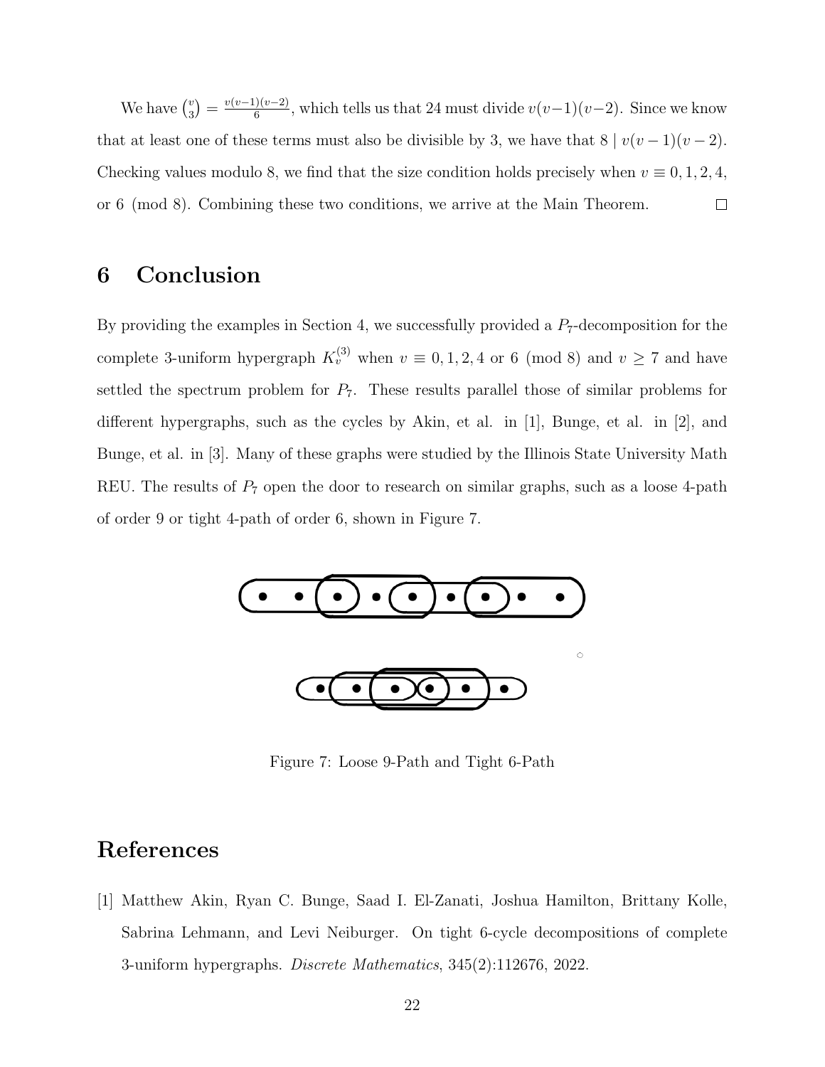We have $\binom{v}{3} = \frac{v(v-1)(v-2)}{6}$, which tells us that 24 must divide $v(v-1)(v-2)$. Since we know that at least one of these terms must also be divisible by 3, we have that $8 \mid v(v-1)(v-2)$. Checking values modulo 8, we find that the size condition holds precisely when $v \equiv 0, 1, 2, 4,$ or $6 \pmod 8$. Combining these two conditions, we arrive at the Main Theorem. □

## 6 Conclusion

By providing the examples in Section 4, we successfully provided a $P_7$-decomposition for the complete 3-uniform hypergraph $K_v^{(3)}$ when $v \equiv 0, 1, 2, 4$ or $6 \pmod 8$ and $v \geq 7$ and have settled the spectrum problem for $P_7$. These results parallel those of similar problems for different hypergraphs, such as the cycles by Akin, et al. in [1], Bunge, et al. in [2], and Bunge, et al. in [3]. Many of these graphs were studied by the Illinois State University Math REU. The results of $P_7$ open the door to research on similar graphs, such as a loose 4-path of order 9 or tight 4-path of order 6, shown in Figure 7.

Figure 7: Loose 9-Path and Tight 6-Path

## References

[1] Matthew Akin, Ryan C. Bunge, Saad I. El-Zanati, Joshua Hamilton, Brittany Kolle, Sabrina Lehmann, and Levi Neiburger. On tight 6-cycle decompositions of complete 3-uniform hypergraphs. *Discrete Mathematics*, 345(2):112676, 2022.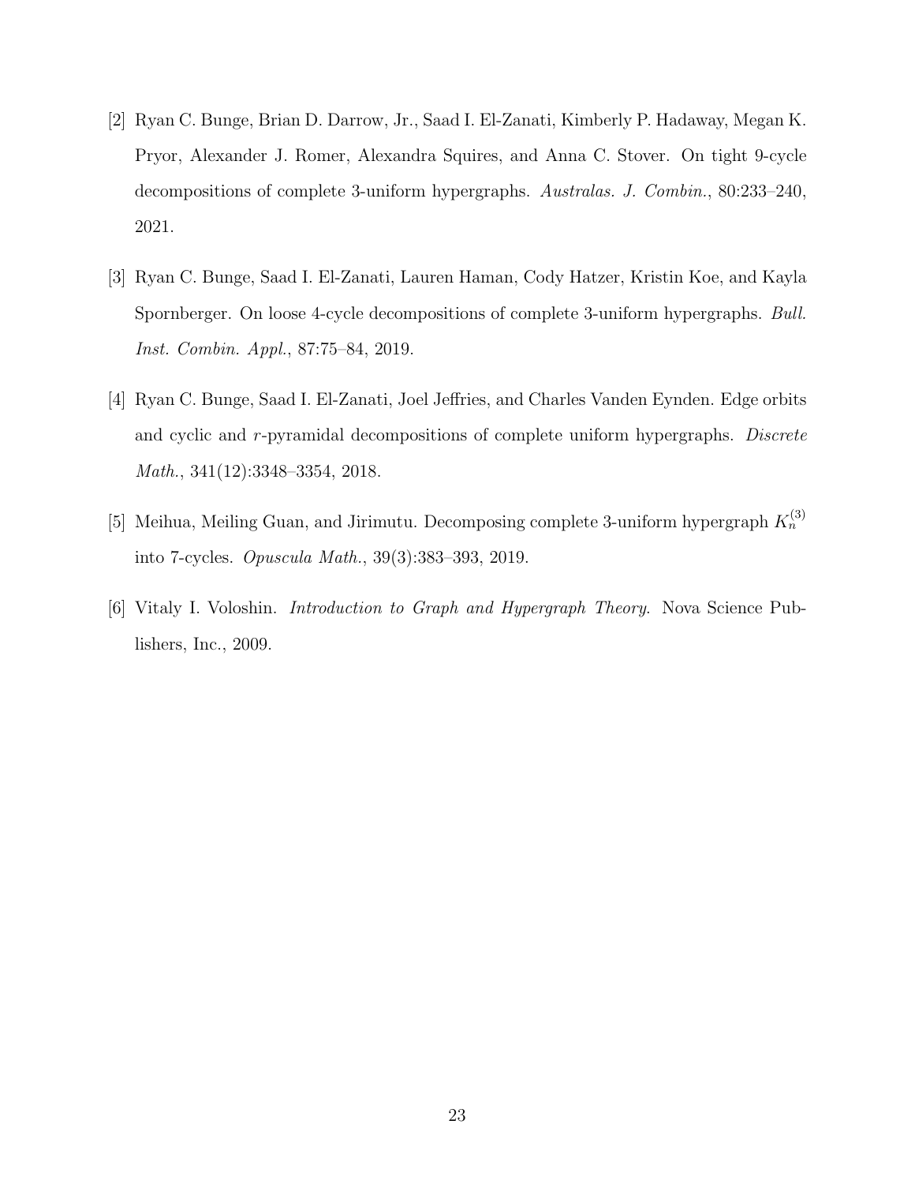[2] Ryan C. Bunge, Brian D. Darrow, Jr., Saad I. El-Zanati, Kimberly P. Hadaway, Megan K. Pryor, Alexander J. Romer, Alexandra Squires, and Anna C. Stover. On tight 9-cycle decompositions of complete 3-uniform hypergraphs. *Australas. J. Combin.*, 80:233–240, 2021.

[3] Ryan C. Bunge, Saad I. El-Zanati, Lauren Haman, Cody Hatzer, Kristin Koe, and Kayla Spornberger. On loose 4-cycle decompositions of complete 3-uniform hypergraphs. *Bull. Inst. Combin. Appl.*, 87:75–84, 2019.

[4] Ryan C. Bunge, Saad I. El-Zanati, Joel Jeffries, and Charles Vanden Eynden. Edge orbits and cyclic and $r$-pyramidal decompositions of complete uniform hypergraphs. *Discrete Math.*, 341(12):3348–3354, 2018.

[5] Meihua, Meiling Guan, and Jirimutu. Decomposing complete 3-uniform hypergraph $K_n^{(3)}$ into 7-cycles. *Opuscula Math.*, 39(3):383–393, 2019.

[6] Vitaly I. Voloshin. *Introduction to Graph and Hypergraph Theory*. Nova Science Publishers, Inc., 2009.